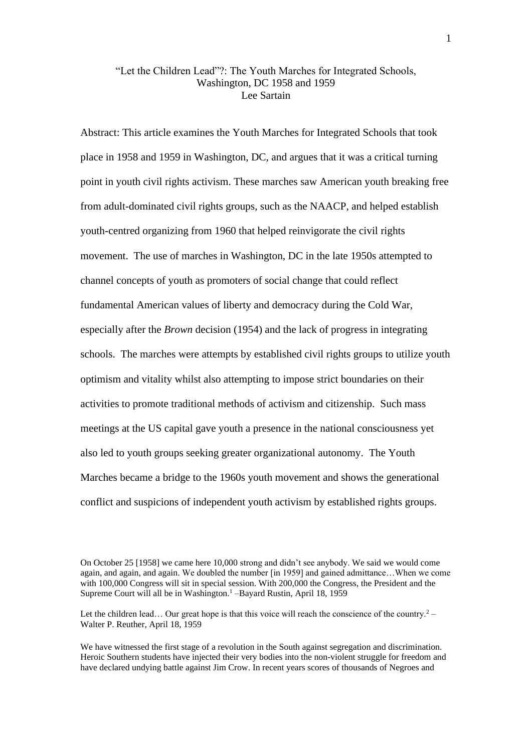# "Let the Children Lead"?: The Youth Marches for Integrated Schools, Washington, DC 1958 and 1959

Lee Sartain

Abstract: This article examines the Youth Marches for Integrated Schools that took place in 1958 and 1959 in Washington, DC, and argues that it was a critical turning point in youth civil rights activism. These marches saw American youth breaking free from adult-dominated civil rights groups, such as the NAACP, and helped establish youth-centred organizing from 1960 that helped reinvigorate the civil rights movement. The use of marches in Washington, DC in the late 1950s attempted to channel concepts of youth as promoters of social change that could reflect fundamental American values of liberty and democracy during the Cold War, especially after the *Brown* decision (1954) and the lack of progress in integrating schools. The marches were attempts by established civil rights groups to utilize youth optimism and vitality whilst also attempting to impose strict boundaries on their activities to promote traditional methods of activism and citizenship. Such mass meetings at the US capital gave youth a presence in the national consciousness yet also led to youth groups seeking greater organizational autonomy. The Youth Marches became a bridge to the 1960s youth movement and shows the generational conflict and suspicions of independent youth activism by established rights groups.

On October 25 [1958] we came here 10,000 strong and didn't see anybody. We said we would come again, and again, and again. We doubled the number [in 1959] and gained admittance…When we come with 100,000 Congress will sit in special session. With 200,000 the Congress, the President and the Supreme Court will all be in Washington.[1] –Bayard Rustin, April 18, 1959

Let the children lead… Our great hope is that this voice will reach the conscience of the country.[2] – Walter P. Reuther, April 18, 1959

We have witnessed the first stage of a revolution in the South against segregation and discrimination. Heroic Southern students have injected their very bodies into the non-violent struggle for freedom and have declared undying battle against Jim Crow. In recent years scores of thousands of Negroes and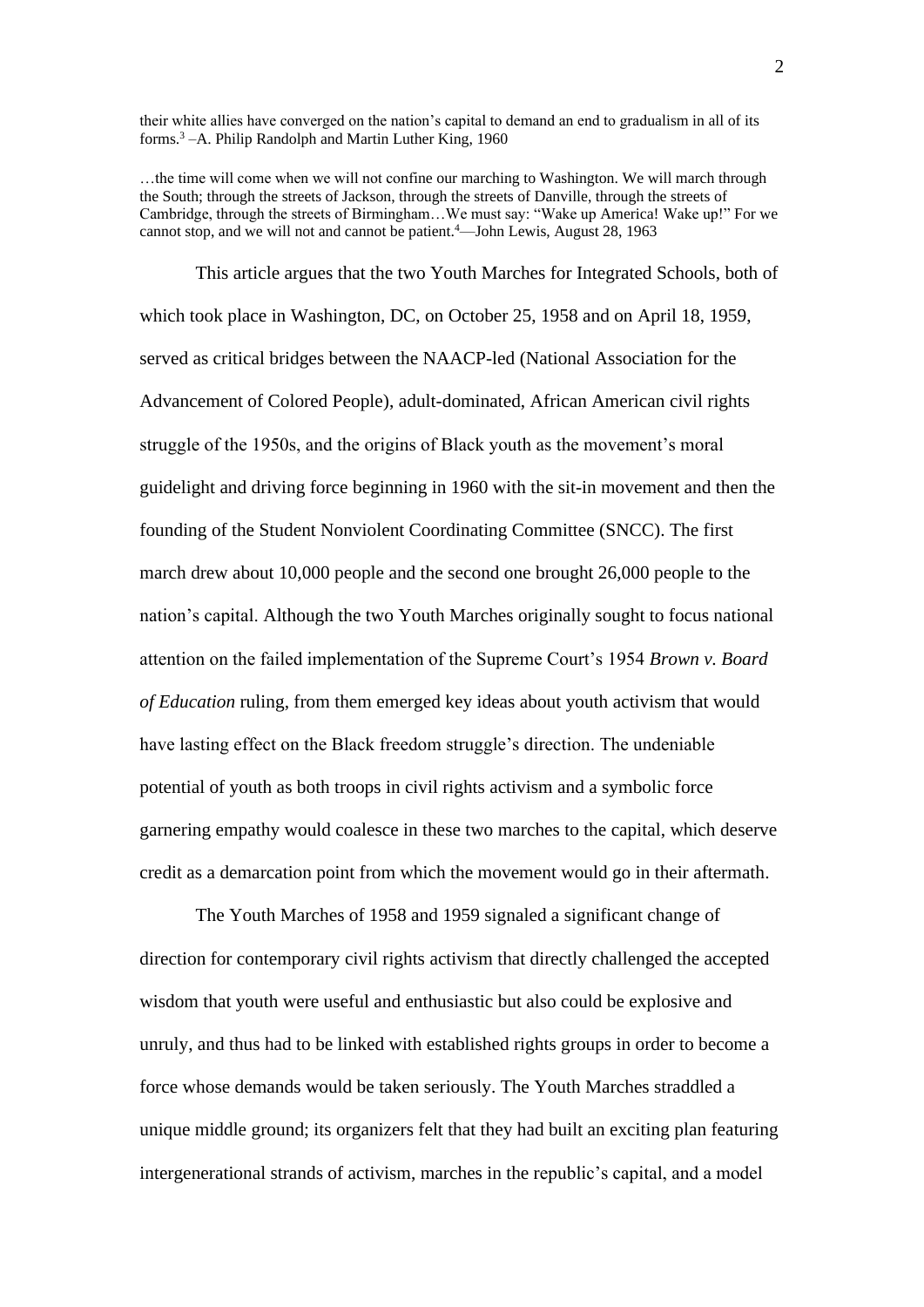their white allies have converged on the nation's capital to demand an end to gradualism in all of its forms.[3] –A. Philip Randolph and Martin Luther King, 1960

…the time will come when we will not confine our marching to Washington. We will march through the South; through the streets of Jackson, through the streets of Danville, through the streets of Cambridge, through the streets of Birmingham…We must say: "Wake up America! Wake up!" For we cannot stop, and we will not and cannot be patient.[4]—John Lewis, August 28, 1963

This article argues that the two Youth Marches for Integrated Schools, both of which took place in Washington, DC, on October 25, 1958 and on April 18, 1959, served as critical bridges between the NAACP-led (National Association for the Advancement of Colored People), adult-dominated, African American civil rights struggle of the 1950s, and the origins of Black youth as the movement's moral guidelight and driving force beginning in 1960 with the sit-in movement and then the founding of the Student Nonviolent Coordinating Committee (SNCC). The first march drew about 10,000 people and the second one brought 26,000 people to the nation's capital. Although the two Youth Marches originally sought to focus national attention on the failed implementation of the Supreme Court's 1954 *Brown v. Board of Education* ruling, from them emerged key ideas about youth activism that would have lasting effect on the Black freedom struggle's direction. The undeniable potential of youth as both troops in civil rights activism and a symbolic force garnering empathy would coalesce in these two marches to the capital, which deserve credit as a demarcation point from which the movement would go in their aftermath.

The Youth Marches of 1958 and 1959 signaled a significant change of direction for contemporary civil rights activism that directly challenged the accepted wisdom that youth were useful and enthusiastic but also could be explosive and unruly, and thus had to be linked with established rights groups in order to become a force whose demands would be taken seriously. The Youth Marches straddled a unique middle ground; its organizers felt that they had built an exciting plan featuring intergenerational strands of activism, marches in the republic's capital, and a model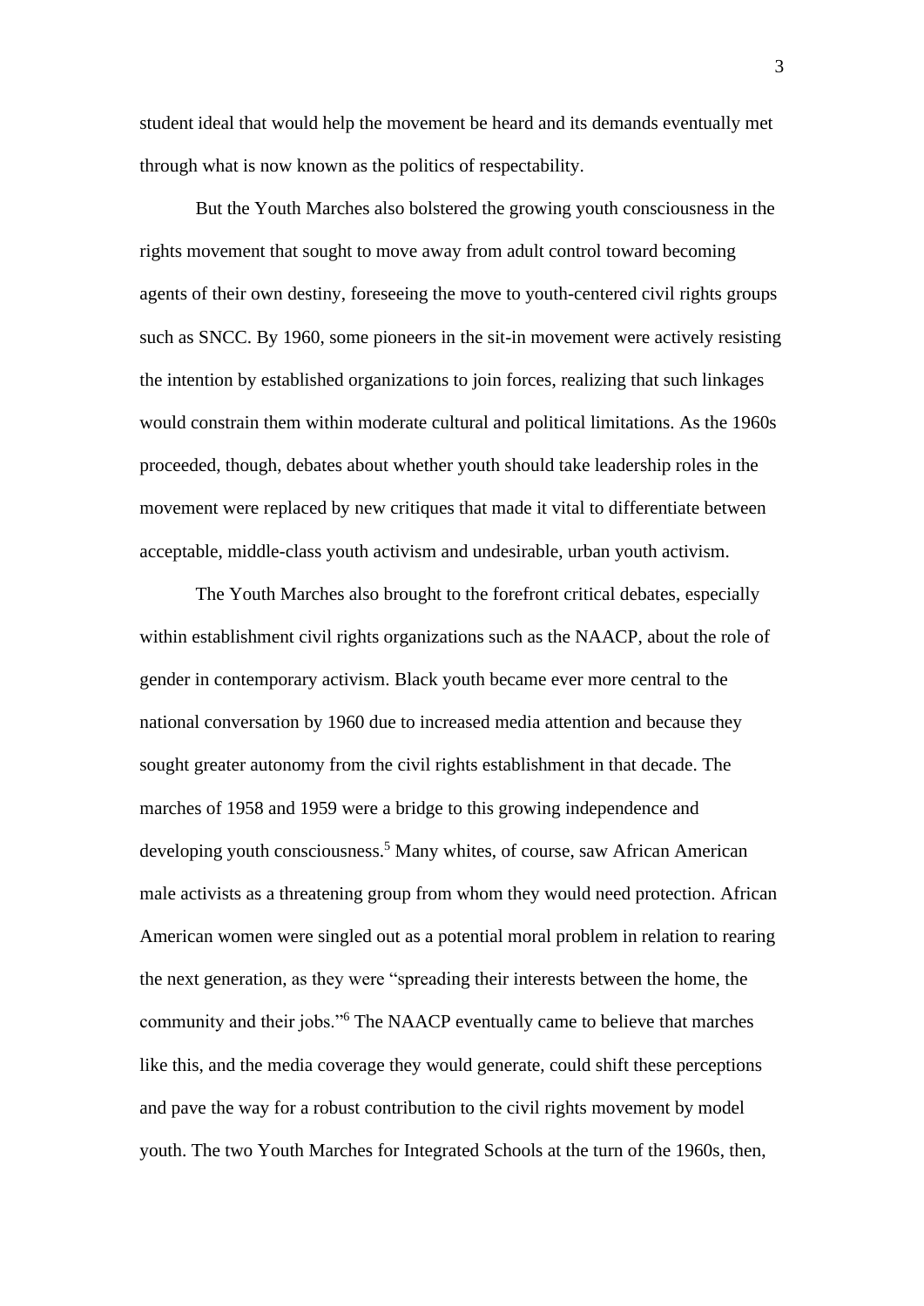student ideal that would help the movement be heard and its demands eventually met through what is now known as the politics of respectability.

But the Youth Marches also bolstered the growing youth consciousness in the rights movement that sought to move away from adult control toward becoming agents of their own destiny, foreseeing the move to youth-centered civil rights groups such as SNCC. By 1960, some pioneers in the sit-in movement were actively resisting the intention by established organizations to join forces, realizing that such linkages would constrain them within moderate cultural and political limitations. As the 1960s proceeded, though, debates about whether youth should take leadership roles in the movement were replaced by new critiques that made it vital to differentiate between acceptable, middle-class youth activism and undesirable, urban youth activism.

The Youth Marches also brought to the forefront critical debates, especially within establishment civil rights organizations such as the NAACP, about the role of gender in contemporary activism. Black youth became ever more central to the national conversation by 1960 due to increased media attention and because they sought greater autonomy from the civil rights establishment in that decade. The marches of 1958 and 1959 were a bridge to this growing independence and developing youth consciousness.[5] Many whites, of course, saw African American male activists as a threatening group from whom they would need protection. African American women were singled out as a potential moral problem in relation to rearing the next generation, as they were "spreading their interests between the home, the community and their jobs."[6] The NAACP eventually came to believe that marches like this, and the media coverage they would generate, could shift these perceptions and pave the way for a robust contribution to the civil rights movement by model youth. The two Youth Marches for Integrated Schools at the turn of the 1960s, then,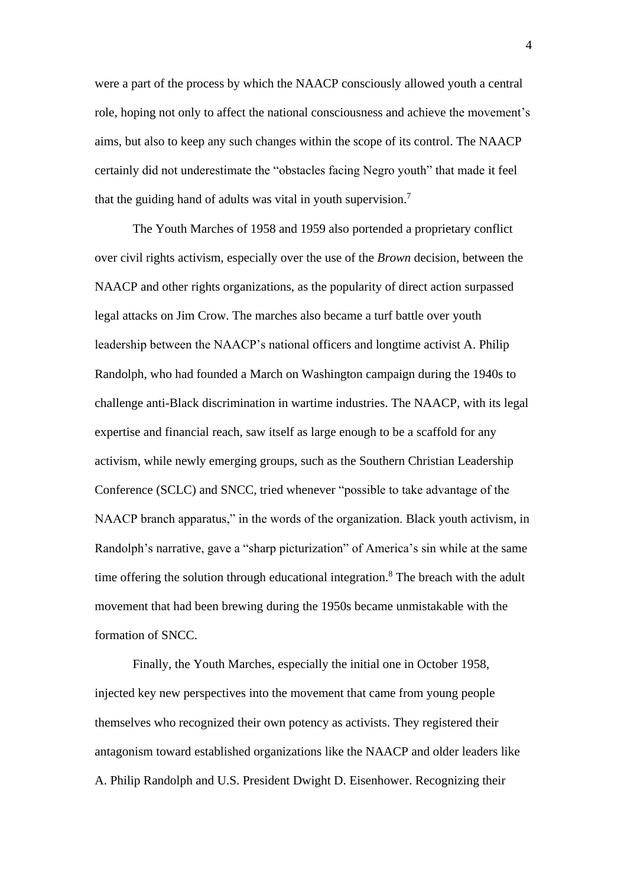were a part of the process by which the NAACP consciously allowed youth a central role, hoping not only to affect the national consciousness and achieve the movement's aims, but also to keep any such changes within the scope of its control. The NAACP certainly did not underestimate the "obstacles facing Negro youth" that made it feel that the guiding hand of adults was vital in youth supervision.[7]

The Youth Marches of 1958 and 1959 also portended a proprietary conflict over civil rights activism, especially over the use of the *Brown* decision, between the NAACP and other rights organizations, as the popularity of direct action surpassed legal attacks on Jim Crow. The marches also became a turf battle over youth leadership between the NAACP's national officers and longtime activist A. Philip Randolph, who had founded a March on Washington campaign during the 1940s to challenge anti-Black discrimination in wartime industries. The NAACP, with its legal expertise and financial reach, saw itself as large enough to be a scaffold for any activism, while newly emerging groups, such as the Southern Christian Leadership Conference (SCLC) and SNCC, tried whenever "possible to take advantage of the NAACP branch apparatus," in the words of the organization. Black youth activism, in Randolph's narrative, gave a "sharp picturization" of America's sin while at the same time offering the solution through educational integration.[8] The breach with the adult movement that had been brewing during the 1950s became unmistakable with the formation of SNCC.

Finally, the Youth Marches, especially the initial one in October 1958, injected key new perspectives into the movement that came from young people themselves who recognized their own potency as activists. They registered their antagonism toward established organizations like the NAACP and older leaders like A. Philip Randolph and U.S. President Dwight D. Eisenhower. Recognizing their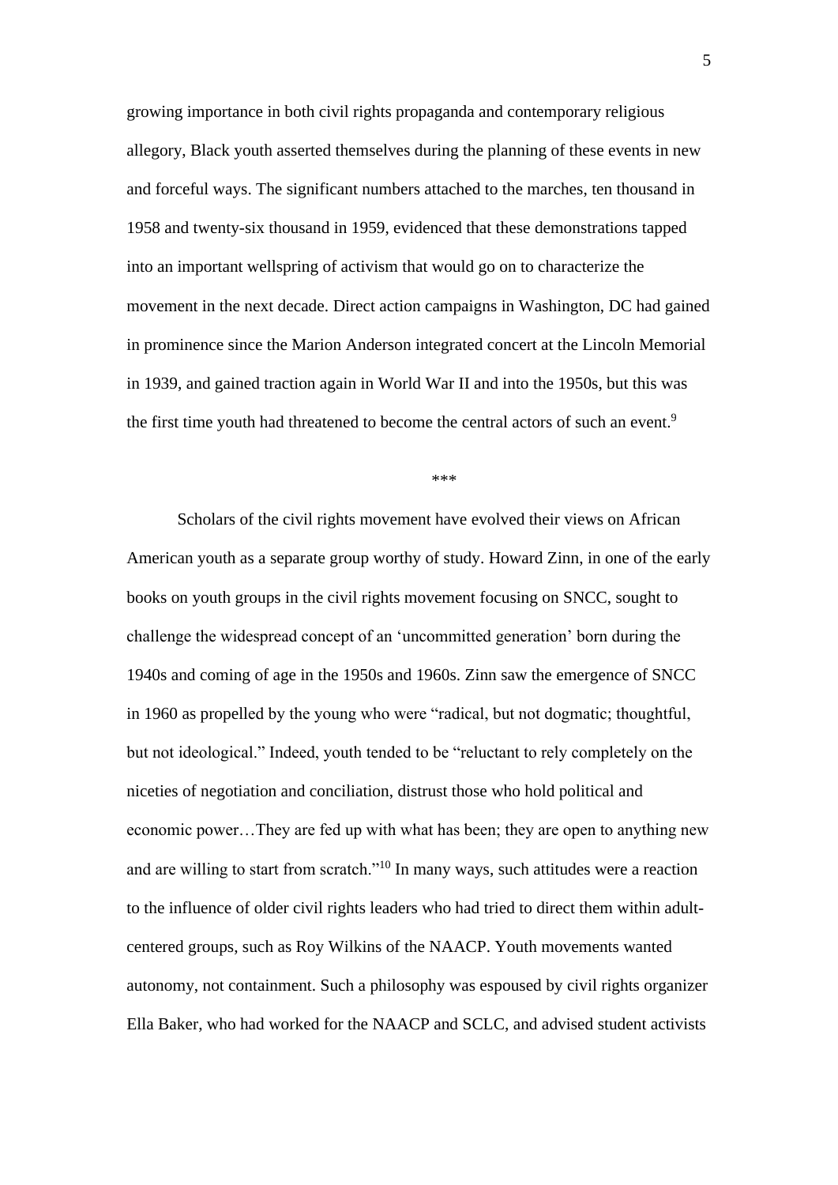growing importance in both civil rights propaganda and contemporary religious allegory, Black youth asserted themselves during the planning of these events in new and forceful ways. The significant numbers attached to the marches, ten thousand in 1958 and twenty-six thousand in 1959, evidenced that these demonstrations tapped into an important wellspring of activism that would go on to characterize the movement in the next decade. Direct action campaigns in Washington, DC had gained in prominence since the Marion Anderson integrated concert at the Lincoln Memorial in 1939, and gained traction again in World War II and into the 1950s, but this was the first time youth had threatened to become the central actors of such an event.[9]

***

Scholars of the civil rights movement have evolved their views on African American youth as a separate group worthy of study. Howard Zinn, in one of the early books on youth groups in the civil rights movement focusing on SNCC, sought to challenge the widespread concept of an 'uncommitted generation' born during the 1940s and coming of age in the 1950s and 1960s. Zinn saw the emergence of SNCC in 1960 as propelled by the young who were "radical, but not dogmatic; thoughtful, but not ideological." Indeed, youth tended to be "reluctant to rely completely on the niceties of negotiation and conciliation, distrust those who hold political and economic power…They are fed up with what has been; they are open to anything new and are willing to start from scratch."[10] In many ways, such attitudes were a reaction to the influence of older civil rights leaders who had tried to direct them within adult-centered groups, such as Roy Wilkins of the NAACP. Youth movements wanted autonomy, not containment. Such a philosophy was espoused by civil rights organizer Ella Baker, who had worked for the NAACP and SCLC, and advised student activists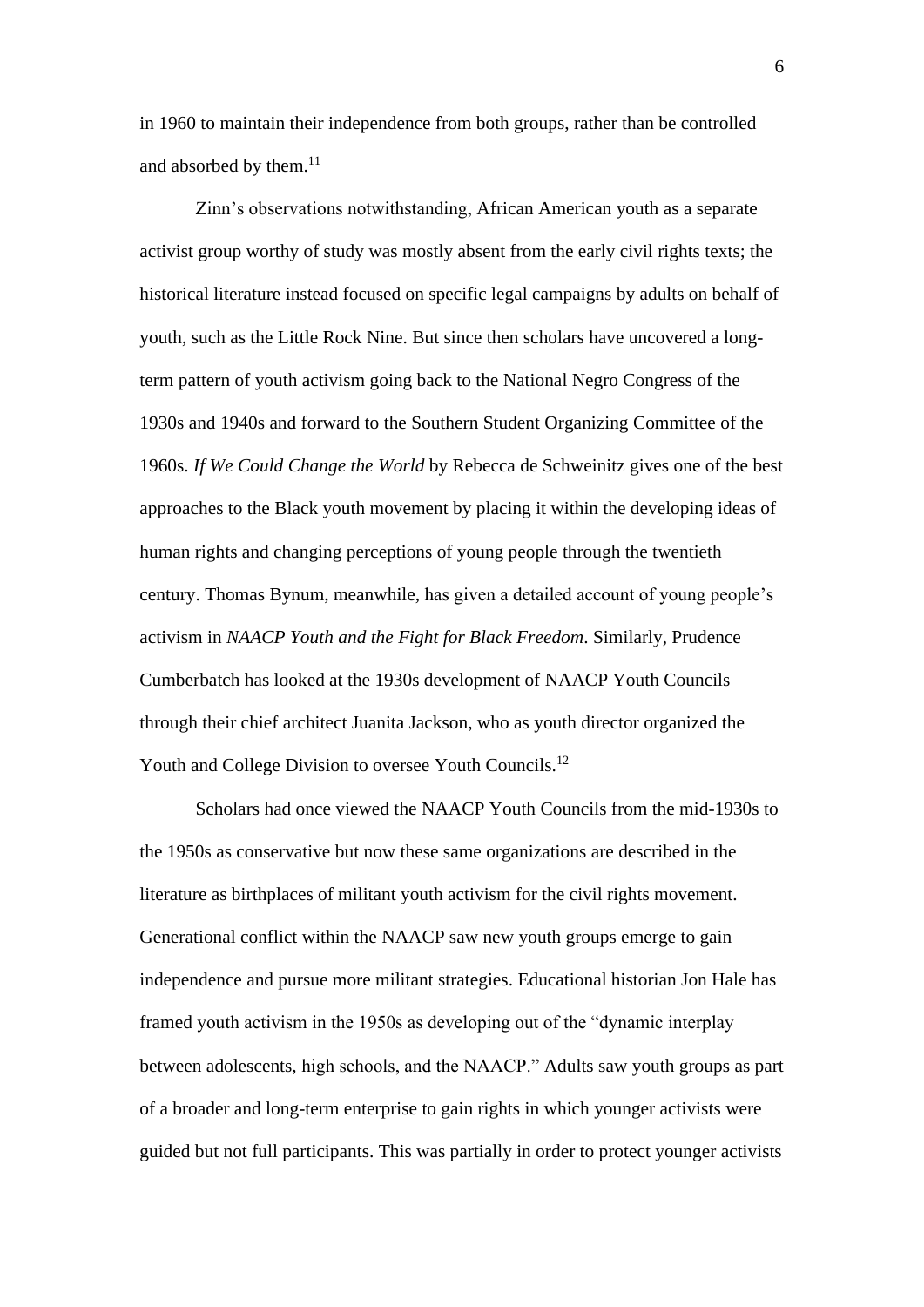in 1960 to maintain their independence from both groups, rather than be controlled and absorbed by them.[11]

Zinn's observations notwithstanding, African American youth as a separate activist group worthy of study was mostly absent from the early civil rights texts; the historical literature instead focused on specific legal campaigns by adults on behalf of youth, such as the Little Rock Nine. But since then scholars have uncovered a long-term pattern of youth activism going back to the National Negro Congress of the 1930s and 1940s and forward to the Southern Student Organizing Committee of the 1960s. *If We Could Change the World* by Rebecca de Schweinitz gives one of the best approaches to the Black youth movement by placing it within the developing ideas of human rights and changing perceptions of young people through the twentieth century. Thomas Bynum, meanwhile, has given a detailed account of young people's activism in *NAACP Youth and the Fight for Black Freedom*. Similarly, Prudence Cumberbatch has looked at the 1930s development of NAACP Youth Councils through their chief architect Juanita Jackson, who as youth director organized the Youth and College Division to oversee Youth Councils.[12]

Scholars had once viewed the NAACP Youth Councils from the mid-1930s to the 1950s as conservative but now these same organizations are described in the literature as birthplaces of militant youth activism for the civil rights movement. Generational conflict within the NAACP saw new youth groups emerge to gain independence and pursue more militant strategies. Educational historian Jon Hale has framed youth activism in the 1950s as developing out of the "dynamic interplay between adolescents, high schools, and the NAACP." Adults saw youth groups as part of a broader and long-term enterprise to gain rights in which younger activists were guided but not full participants. This was partially in order to protect younger activists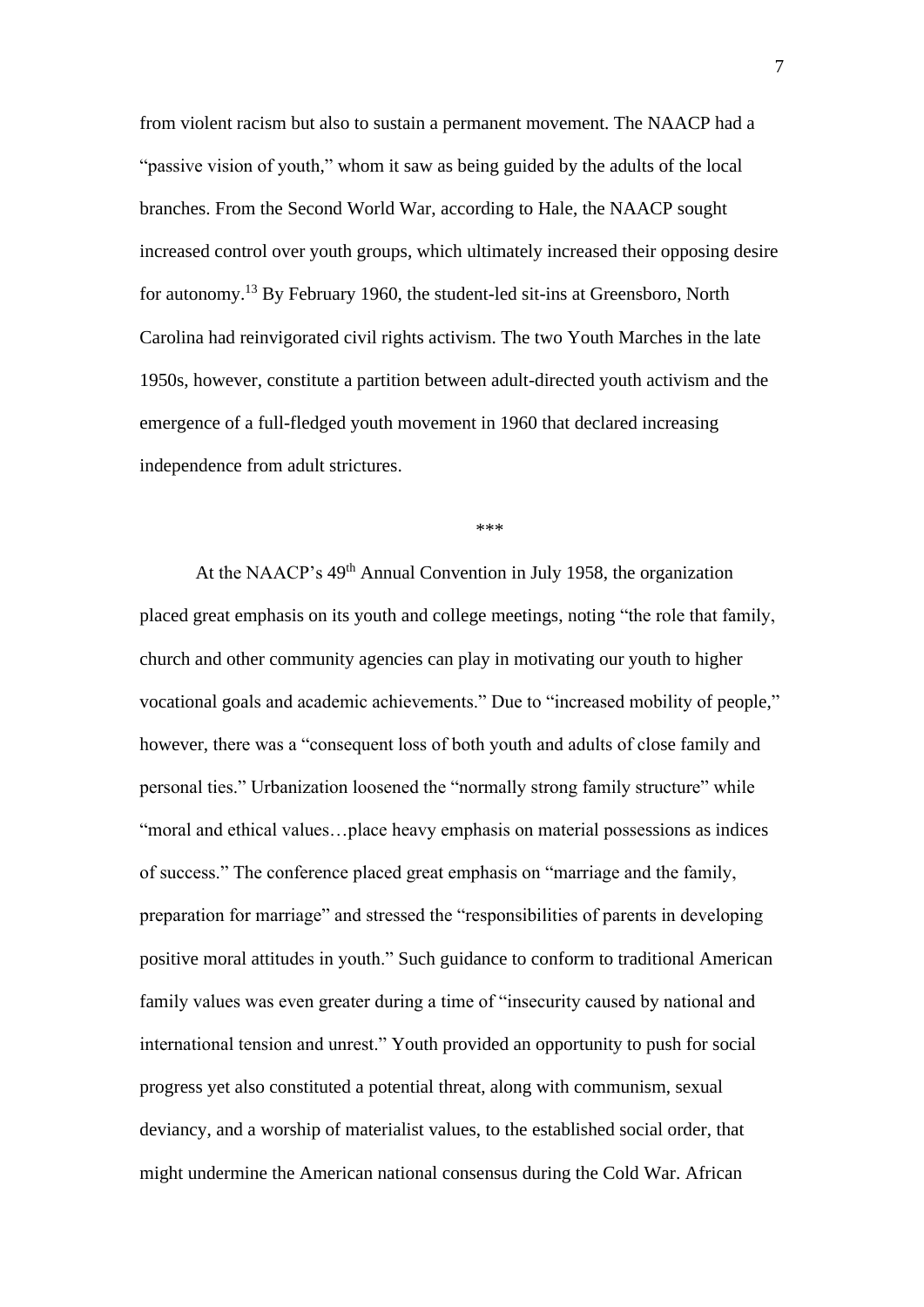from violent racism but also to sustain a permanent movement. The NAACP had a "passive vision of youth," whom it saw as being guided by the adults of the local branches. From the Second World War, according to Hale, the NAACP sought increased control over youth groups, which ultimately increased their opposing desire for autonomy.[13] By February 1960, the student-led sit-ins at Greensboro, North Carolina had reinvigorated civil rights activism. The two Youth Marches in the late 1950s, however, constitute a partition between adult-directed youth activism and the emergence of a full-fledged youth movement in 1960 that declared increasing independence from adult strictures.

***

At the NAACP's 49th Annual Convention in July 1958, the organization placed great emphasis on its youth and college meetings, noting "the role that family, church and other community agencies can play in motivating our youth to higher vocational goals and academic achievements." Due to "increased mobility of people," however, there was a "consequent loss of both youth and adults of close family and personal ties." Urbanization loosened the "normally strong family structure" while "moral and ethical values…place heavy emphasis on material possessions as indices of success." The conference placed great emphasis on "marriage and the family, preparation for marriage" and stressed the "responsibilities of parents in developing positive moral attitudes in youth." Such guidance to conform to traditional American family values was even greater during a time of "insecurity caused by national and international tension and unrest." Youth provided an opportunity to push for social progress yet also constituted a potential threat, along with communism, sexual deviancy, and a worship of materialist values, to the established social order, that might undermine the American national consensus during the Cold War. African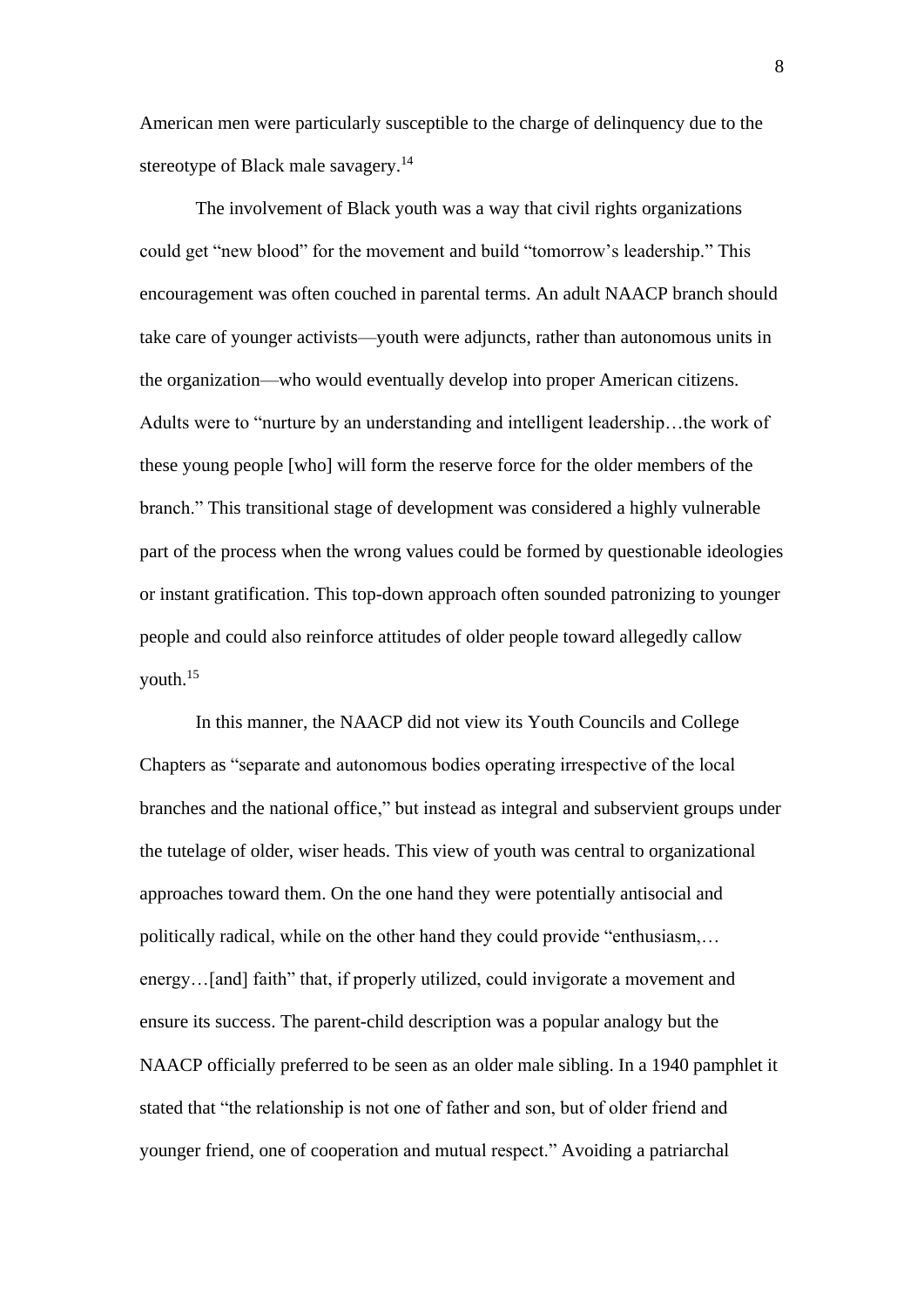American men were particularly susceptible to the charge of delinquency due to the stereotype of Black male savagery.[14]

The involvement of Black youth was a way that civil rights organizations could get "new blood" for the movement and build "tomorrow's leadership." This encouragement was often couched in parental terms. An adult NAACP branch should take care of younger activists—youth were adjuncts, rather than autonomous units in the organization—who would eventually develop into proper American citizens. Adults were to "nurture by an understanding and intelligent leadership…the work of these young people [who] will form the reserve force for the older members of the branch." This transitional stage of development was considered a highly vulnerable part of the process when the wrong values could be formed by questionable ideologies or instant gratification. This top-down approach often sounded patronizing to younger people and could also reinforce attitudes of older people toward allegedly callow youth.[15]

In this manner, the NAACP did not view its Youth Councils and College Chapters as "separate and autonomous bodies operating irrespective of the local branches and the national office," but instead as integral and subservient groups under the tutelage of older, wiser heads. This view of youth was central to organizational approaches toward them. On the one hand they were potentially antisocial and politically radical, while on the other hand they could provide "enthusiasm,…energy…[and] faith" that, if properly utilized, could invigorate a movement and ensure its success. The parent-child description was a popular analogy but the NAACP officially preferred to be seen as an older male sibling. In a 1940 pamphlet it stated that "the relationship is not one of father and son, but of older friend and younger friend, one of cooperation and mutual respect." Avoiding a patriarchal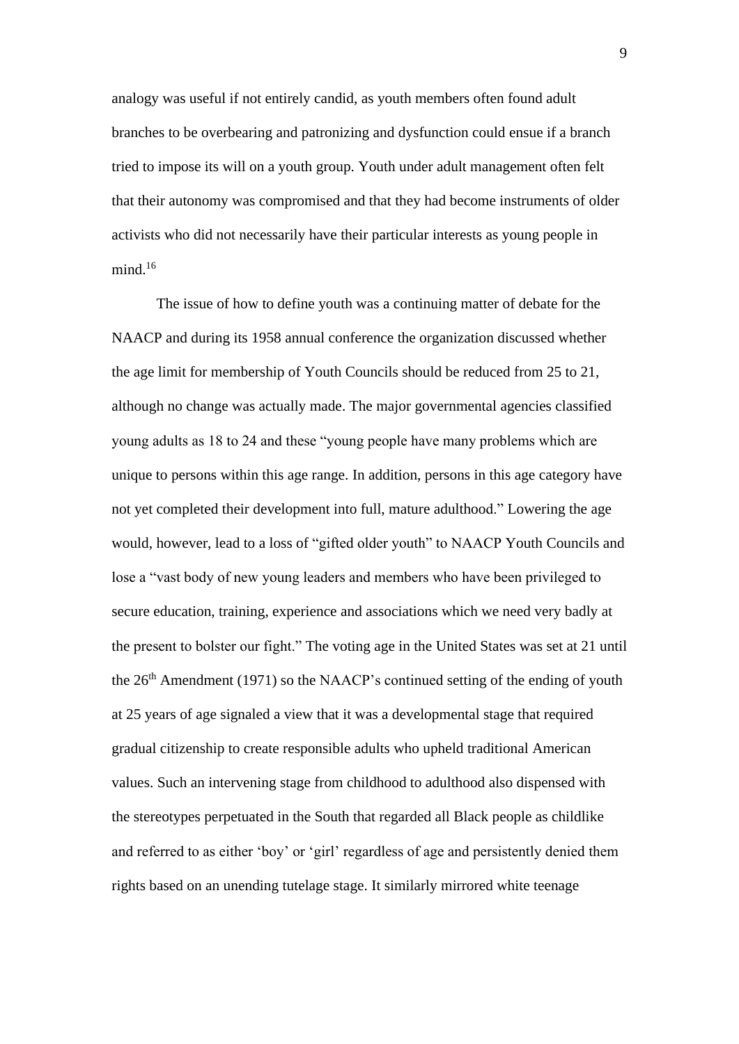analogy was useful if not entirely candid, as youth members often found adult branches to be overbearing and patronizing and dysfunction could ensue if a branch tried to impose its will on a youth group. Youth under adult management often felt that their autonomy was compromised and that they had become instruments of older activists who did not necessarily have their particular interests as young people in mind.[16]

The issue of how to define youth was a continuing matter of debate for the NAACP and during its 1958 annual conference the organization discussed whether the age limit for membership of Youth Councils should be reduced from 25 to 21, although no change was actually made. The major governmental agencies classified young adults as 18 to 24 and these "young people have many problems which are unique to persons within this age range. In addition, persons in this age category have not yet completed their development into full, mature adulthood." Lowering the age would, however, lead to a loss of "gifted older youth" to NAACP Youth Councils and lose a "vast body of new young leaders and members who have been privileged to secure education, training, experience and associations which we need very badly at the present to bolster our fight." The voting age in the United States was set at 21 until the 26th Amendment (1971) so the NAACP's continued setting of the ending of youth at 25 years of age signaled a view that it was a developmental stage that required gradual citizenship to create responsible adults who upheld traditional American values. Such an intervening stage from childhood to adulthood also dispensed with the stereotypes perpetuated in the South that regarded all Black people as childlike and referred to as either 'boy' or 'girl' regardless of age and persistently denied them rights based on an unending tutelage stage. It similarly mirrored white teenage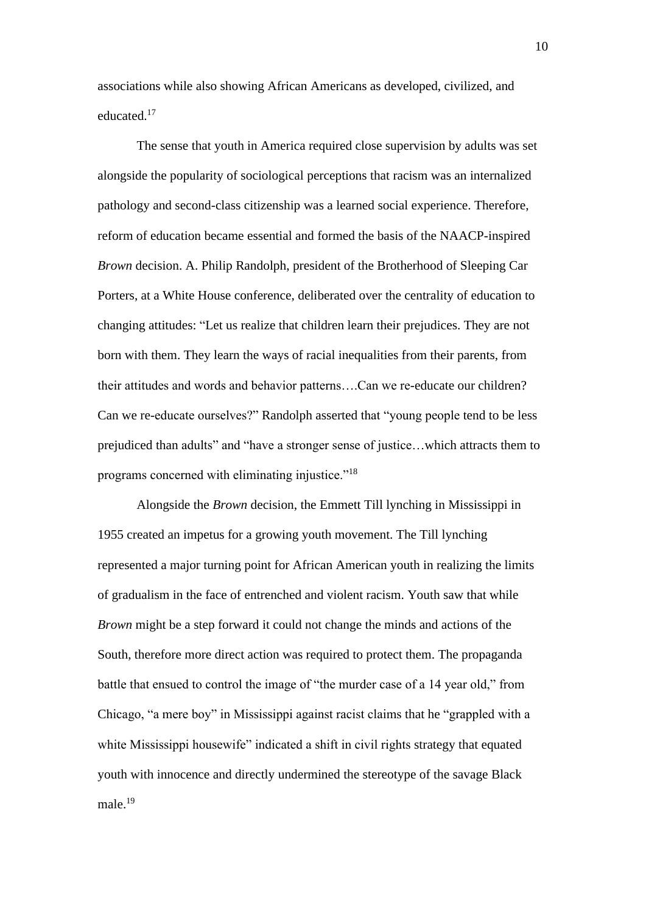associations while also showing African Americans as developed, civilized, and educated.[17]

The sense that youth in America required close supervision by adults was set alongside the popularity of sociological perceptions that racism was an internalized pathology and second-class citizenship was a learned social experience. Therefore, reform of education became essential and formed the basis of the NAACP-inspired *Brown* decision. A. Philip Randolph, president of the Brotherhood of Sleeping Car Porters, at a White House conference, deliberated over the centrality of education to changing attitudes: "Let us realize that children learn their prejudices. They are not born with them. They learn the ways of racial inequalities from their parents, from their attitudes and words and behavior patterns….Can we re-educate our children? Can we re-educate ourselves?" Randolph asserted that "young people tend to be less prejudiced than adults" and "have a stronger sense of justice…which attracts them to programs concerned with eliminating injustice."[18]

Alongside the *Brown* decision, the Emmett Till lynching in Mississippi in 1955 created an impetus for a growing youth movement. The Till lynching represented a major turning point for African American youth in realizing the limits of gradualism in the face of entrenched and violent racism. Youth saw that while *Brown* might be a step forward it could not change the minds and actions of the South, therefore more direct action was required to protect them. The propaganda battle that ensued to control the image of "the murder case of a 14 year old," from Chicago, "a mere boy" in Mississippi against racist claims that he "grappled with a white Mississippi housewife" indicated a shift in civil rights strategy that equated youth with innocence and directly undermined the stereotype of the savage Black male.[19]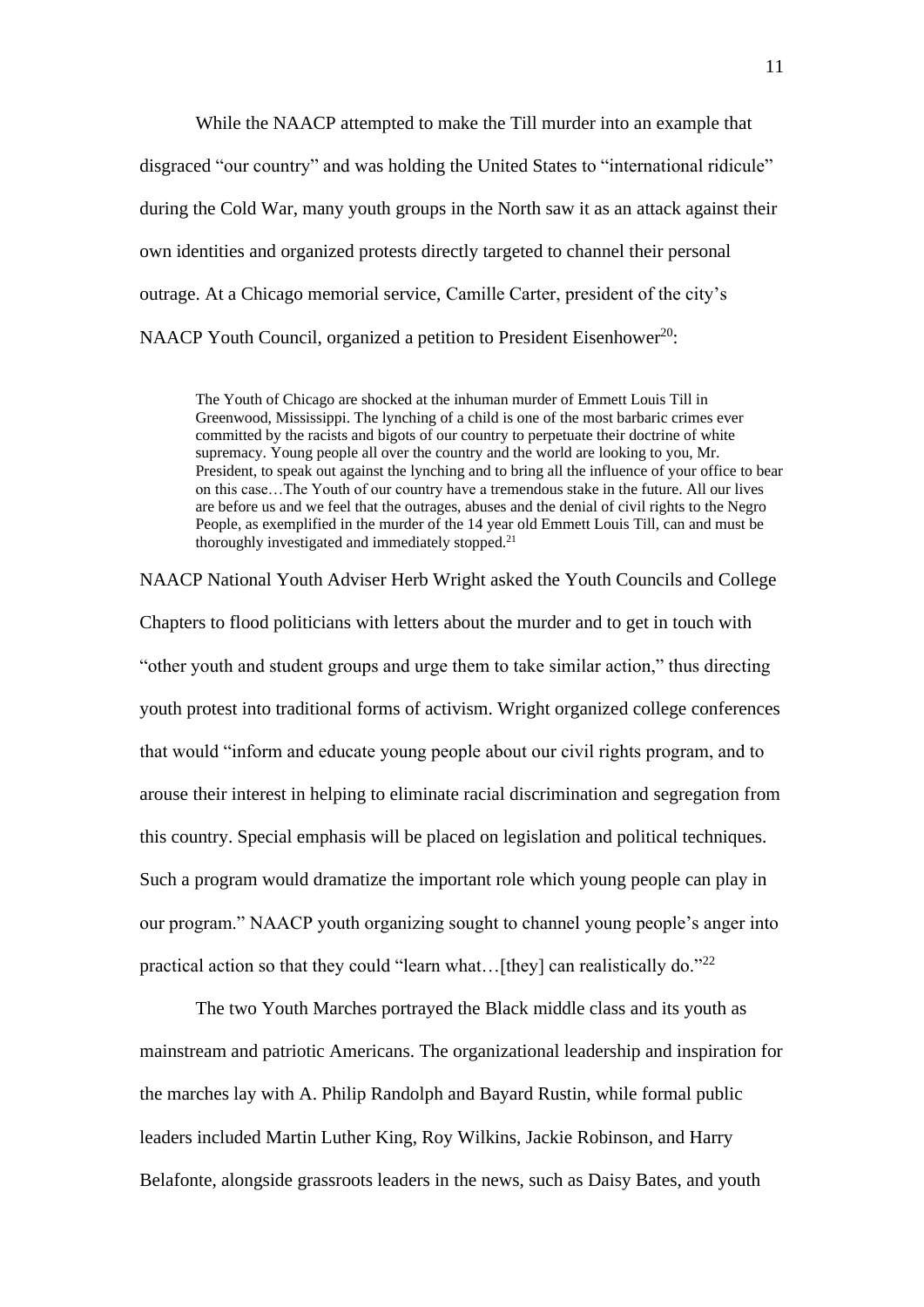While the NAACP attempted to make the Till murder into an example that disgraced "our country" and was holding the United States to "international ridicule" during the Cold War, many youth groups in the North saw it as an attack against their own identities and organized protests directly targeted to channel their personal outrage. At a Chicago memorial service, Camille Carter, president of the city's NAACP Youth Council, organized a petition to President Eisenhower[20]:

> The Youth of Chicago are shocked at the inhuman murder of Emmett Louis Till in Greenwood, Mississippi. The lynching of a child is one of the most barbaric crimes ever committed by the racists and bigots of our country to perpetuate their doctrine of white supremacy. Young people all over the country and the world are looking to you, Mr. President, to speak out against the lynching and to bring all the influence of your office to bear on this case…The Youth of our country have a tremendous stake in the future. All our lives are before us and we feel that the outrages, abuses and the denial of civil rights to the Negro People, as exemplified in the murder of the 14 year old Emmett Louis Till, can and must be thoroughly investigated and immediately stopped.[21]

NAACP National Youth Adviser Herb Wright asked the Youth Councils and College Chapters to flood politicians with letters about the murder and to get in touch with "other youth and student groups and urge them to take similar action," thus directing youth protest into traditional forms of activism. Wright organized college conferences that would "inform and educate young people about our civil rights program, and to arouse their interest in helping to eliminate racial discrimination and segregation from this country. Special emphasis will be placed on legislation and political techniques. Such a program would dramatize the important role which young people can play in our program." NAACP youth organizing sought to channel young people's anger into practical action so that they could "learn what…[they] can realistically do."[22]

The two Youth Marches portrayed the Black middle class and its youth as mainstream and patriotic Americans. The organizational leadership and inspiration for the marches lay with A. Philip Randolph and Bayard Rustin, while formal public leaders included Martin Luther King, Roy Wilkins, Jackie Robinson, and Harry Belafonte, alongside grassroots leaders in the news, such as Daisy Bates, and youth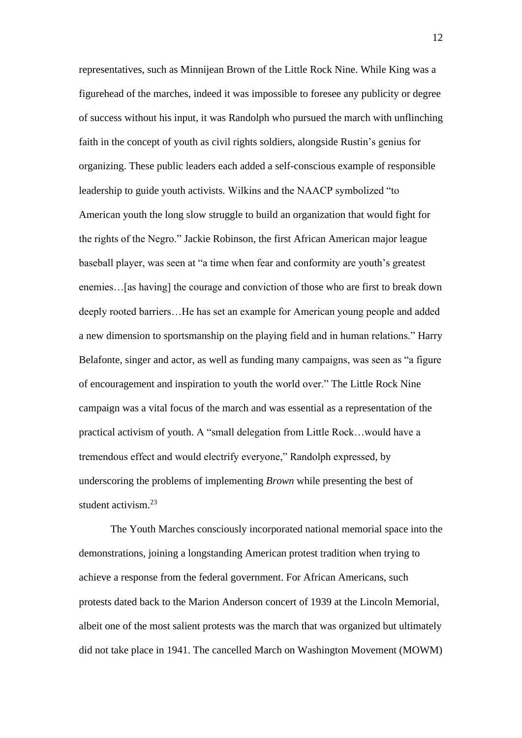representatives, such as Minnijean Brown of the Little Rock Nine. While King was a figurehead of the marches, indeed it was impossible to foresee any publicity or degree of success without his input, it was Randolph who pursued the march with unflinching faith in the concept of youth as civil rights soldiers, alongside Rustin's genius for organizing. These public leaders each added a self-conscious example of responsible leadership to guide youth activists. Wilkins and the NAACP symbolized "to American youth the long slow struggle to build an organization that would fight for the rights of the Negro." Jackie Robinson, the first African American major league baseball player, was seen at "a time when fear and conformity are youth's greatest enemies…[as having] the courage and conviction of those who are first to break down deeply rooted barriers…He has set an example for American young people and added a new dimension to sportsmanship on the playing field and in human relations." Harry Belafonte, singer and actor, as well as funding many campaigns, was seen as "a figure of encouragement and inspiration to youth the world over." The Little Rock Nine campaign was a vital focus of the march and was essential as a representation of the practical activism of youth. A "small delegation from Little Rock…would have a tremendous effect and would electrify everyone," Randolph expressed, by underscoring the problems of implementing *Brown* while presenting the best of student activism.[23]

The Youth Marches consciously incorporated national memorial space into the demonstrations, joining a longstanding American protest tradition when trying to achieve a response from the federal government. For African Americans, such protests dated back to the Marion Anderson concert of 1939 at the Lincoln Memorial, albeit one of the most salient protests was the march that was organized but ultimately did not take place in 1941. The cancelled March on Washington Movement (MOWM)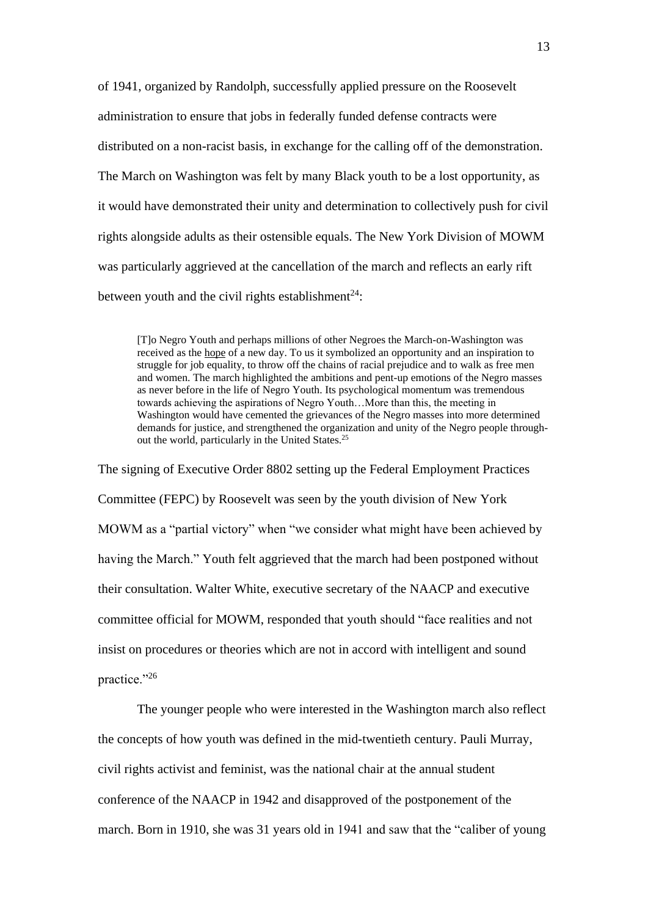of 1941, organized by Randolph, successfully applied pressure on the Roosevelt administration to ensure that jobs in federally funded defense contracts were distributed on a non-racist basis, in exchange for the calling off of the demonstration. The March on Washington was felt by many Black youth to be a lost opportunity, as it would have demonstrated their unity and determination to collectively push for civil rights alongside adults as their ostensible equals. The New York Division of MOWM was particularly aggrieved at the cancellation of the march and reflects an early rift between youth and the civil rights establishment[24]:

> [T]o Negro Youth and perhaps millions of other Negroes the March-on-Washington was received as the hope of a new day. To us it symbolized an opportunity and an inspiration to struggle for job equality, to throw off the chains of racial prejudice and to walk as free men and women. The march highlighted the ambitions and pent-up emotions of the Negro masses as never before in the life of Negro Youth. Its psychological momentum was tremendous towards achieving the aspirations of Negro Youth…More than this, the meeting in Washington would have cemented the grievances of the Negro masses into more determined demands for justice, and strengthened the organization and unity of the Negro people throughout the world, particularly in the United States.[25]

The signing of Executive Order 8802 setting up the Federal Employment Practices Committee (FEPC) by Roosevelt was seen by the youth division of New York MOWM as a "partial victory" when "we consider what might have been achieved by having the March." Youth felt aggrieved that the march had been postponed without their consultation. Walter White, executive secretary of the NAACP and executive committee official for MOWM, responded that youth should "face realities and not insist on procedures or theories which are not in accord with intelligent and sound practice."[26]

The younger people who were interested in the Washington march also reflect the concepts of how youth was defined in the mid-twentieth century. Pauli Murray, civil rights activist and feminist, was the national chair at the annual student conference of the NAACP in 1942 and disapproved of the postponement of the march. Born in 1910, she was 31 years old in 1941 and saw that the "caliber of young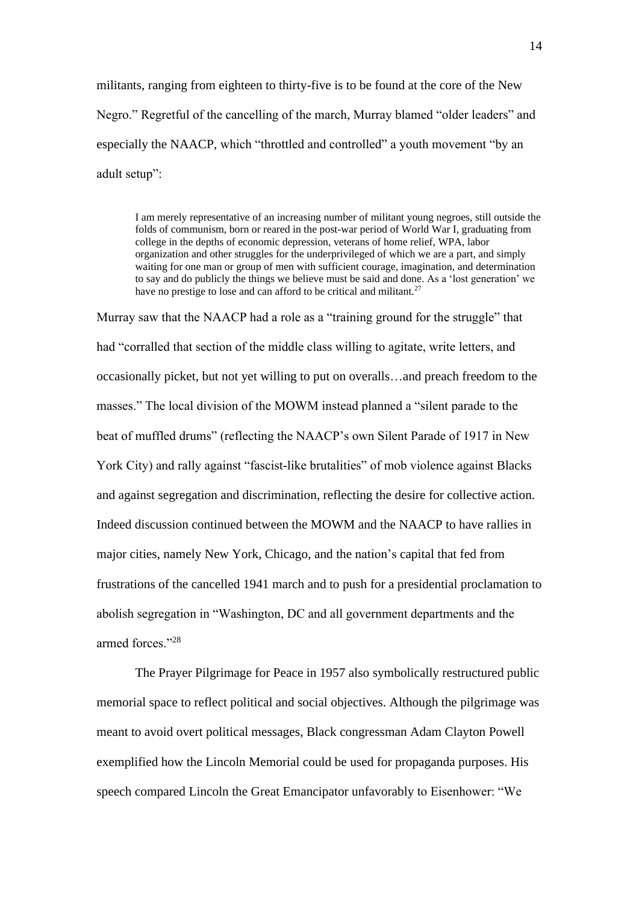militants, ranging from eighteen to thirty-five is to be found at the core of the New Negro." Regretful of the cancelling of the march, Murray blamed "older leaders" and especially the NAACP, which "throttled and controlled" a youth movement "by an adult setup":

> I am merely representative of an increasing number of militant young negroes, still outside the folds of communism, born or reared in the post-war period of World War I, graduating from college in the depths of economic depression, veterans of home relief, WPA, labor organization and other struggles for the underprivileged of which we are a part, and simply waiting for one man or group of men with sufficient courage, imagination, and determination to say and do publicly the things we believe must be said and done. As a 'lost generation' we have no prestige to lose and can afford to be critical and militant.[27]

Murray saw that the NAACP had a role as a "training ground for the struggle" that had "corralled that section of the middle class willing to agitate, write letters, and occasionally picket, but not yet willing to put on overalls…and preach freedom to the masses." The local division of the MOWM instead planned a "silent parade to the beat of muffled drums" (reflecting the NAACP's own Silent Parade of 1917 in New York City) and rally against "fascist-like brutalities" of mob violence against Blacks and against segregation and discrimination, reflecting the desire for collective action. Indeed discussion continued between the MOWM and the NAACP to have rallies in major cities, namely New York, Chicago, and the nation's capital that fed from frustrations of the cancelled 1941 march and to push for a presidential proclamation to abolish segregation in "Washington, DC and all government departments and the armed forces."[28]

The Prayer Pilgrimage for Peace in 1957 also symbolically restructured public memorial space to reflect political and social objectives. Although the pilgrimage was meant to avoid overt political messages, Black congressman Adam Clayton Powell exemplified how the Lincoln Memorial could be used for propaganda purposes. His speech compared Lincoln the Great Emancipator unfavorably to Eisenhower: "We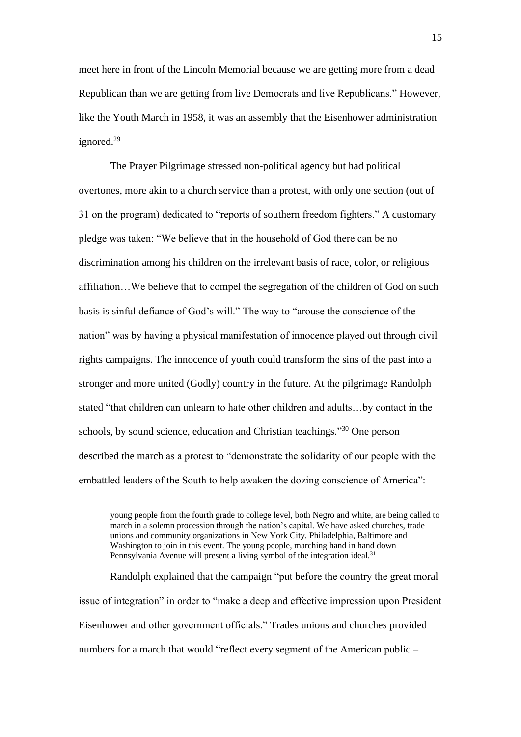meet here in front of the Lincoln Memorial because we are getting more from a dead Republican than we are getting from live Democrats and live Republicans." However, like the Youth March in 1958, it was an assembly that the Eisenhower administration ignored.[29]

The Prayer Pilgrimage stressed non-political agency but had political overtones, more akin to a church service than a protest, with only one section (out of 31 on the program) dedicated to "reports of southern freedom fighters." A customary pledge was taken: "We believe that in the household of God there can be no discrimination among his children on the irrelevant basis of race, color, or religious affiliation…We believe that to compel the segregation of the children of God on such basis is sinful defiance of God's will." The way to "arouse the conscience of the nation" was by having a physical manifestation of innocence played out through civil rights campaigns. The innocence of youth could transform the sins of the past into a stronger and more united (Godly) country in the future. At the pilgrimage Randolph stated "that children can unlearn to hate other children and adults…by contact in the schools, by sound science, education and Christian teachings."[30] One person described the march as a protest to "demonstrate the solidarity of our people with the embattled leaders of the South to help awaken the dozing conscience of America":

> young people from the fourth grade to college level, both Negro and white, are being called to march in a solemn procession through the nation's capital. We have asked churches, trade unions and community organizations in New York City, Philadelphia, Baltimore and Washington to join in this event. The young people, marching hand in hand down Pennsylvania Avenue will present a living symbol of the integration ideal.[31]

Randolph explained that the campaign "put before the country the great moral issue of integration" in order to "make a deep and effective impression upon President Eisenhower and other government officials." Trades unions and churches provided numbers for a march that would "reflect every segment of the American public –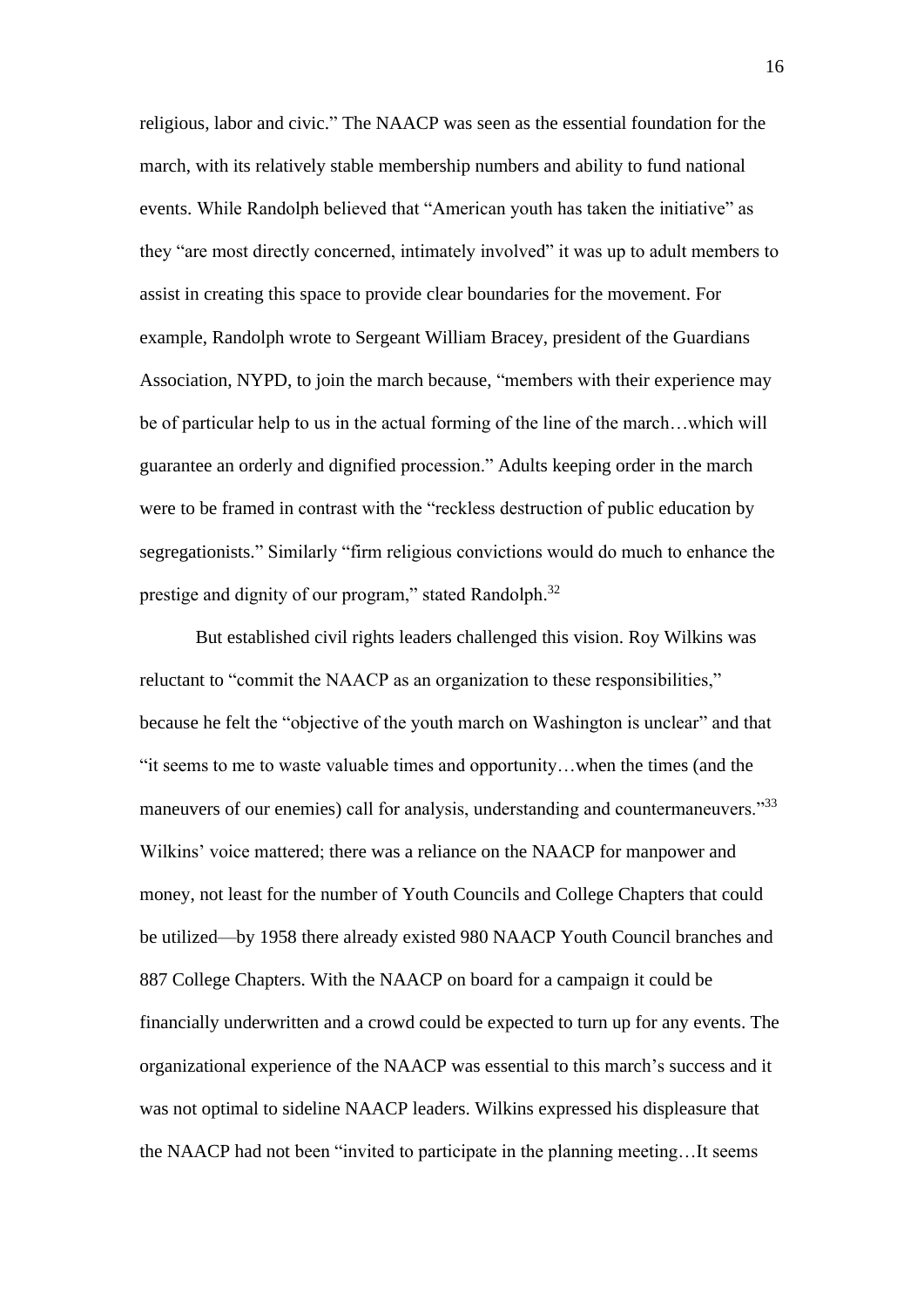religious, labor and civic." The NAACP was seen as the essential foundation for the march, with its relatively stable membership numbers and ability to fund national events. While Randolph believed that "American youth has taken the initiative" as they "are most directly concerned, intimately involved" it was up to adult members to assist in creating this space to provide clear boundaries for the movement. For example, Randolph wrote to Sergeant William Bracey, president of the Guardians Association, NYPD, to join the march because, "members with their experience may be of particular help to us in the actual forming of the line of the march…which will guarantee an orderly and dignified procession." Adults keeping order in the march were to be framed in contrast with the "reckless destruction of public education by segregationists." Similarly "firm religious convictions would do much to enhance the prestige and dignity of our program," stated Randolph.[32]

But established civil rights leaders challenged this vision. Roy Wilkins was reluctant to "commit the NAACP as an organization to these responsibilities," because he felt the "objective of the youth march on Washington is unclear" and that "it seems to me to waste valuable times and opportunity…when the times (and the maneuvers of our enemies) call for analysis, understanding and countermaneuvers."[33] Wilkins' voice mattered; there was a reliance on the NAACP for manpower and money, not least for the number of Youth Councils and College Chapters that could be utilized—by 1958 there already existed 980 NAACP Youth Council branches and 887 College Chapters. With the NAACP on board for a campaign it could be financially underwritten and a crowd could be expected to turn up for any events. The organizational experience of the NAACP was essential to this march's success and it was not optimal to sideline NAACP leaders. Wilkins expressed his displeasure that the NAACP had not been "invited to participate in the planning meeting…It seems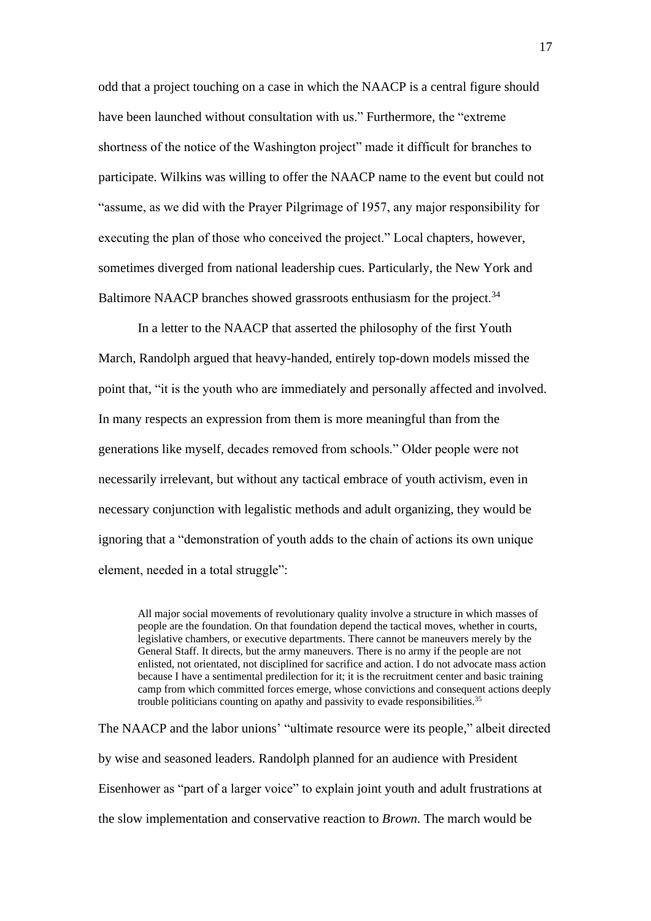odd that a project touching on a case in which the NAACP is a central figure should have been launched without consultation with us." Furthermore, the "extreme shortness of the notice of the Washington project" made it difficult for branches to participate. Wilkins was willing to offer the NAACP name to the event but could not "assume, as we did with the Prayer Pilgrimage of 1957, any major responsibility for executing the plan of those who conceived the project." Local chapters, however, sometimes diverged from national leadership cues. Particularly, the New York and Baltimore NAACP branches showed grassroots enthusiasm for the project.[34]

In a letter to the NAACP that asserted the philosophy of the first Youth March, Randolph argued that heavy-handed, entirely top-down models missed the point that, "it is the youth who are immediately and personally affected and involved. In many respects an expression from them is more meaningful than from the generations like myself, decades removed from schools." Older people were not necessarily irrelevant, but without any tactical embrace of youth activism, even in necessary conjunction with legalistic methods and adult organizing, they would be ignoring that a "demonstration of youth adds to the chain of actions its own unique element, needed in a total struggle":

> All major social movements of revolutionary quality involve a structure in which masses of people are the foundation. On that foundation depend the tactical moves, whether in courts, legislative chambers, or executive departments. There cannot be maneuvers merely by the General Staff. It directs, but the army maneuvers. There is no army if the people are not enlisted, not orientated, not disciplined for sacrifice and action. I do not advocate mass action because I have a sentimental predilection for it; it is the recruitment center and basic training camp from which committed forces emerge, whose convictions and consequent actions deeply trouble politicians counting on apathy and passivity to evade responsibilities.[35]

The NAACP and the labor unions' "ultimate resource were its people," albeit directed by wise and seasoned leaders. Randolph planned for an audience with President Eisenhower as "part of a larger voice" to explain joint youth and adult frustrations at the slow implementation and conservative reaction to *Brown*. The march would be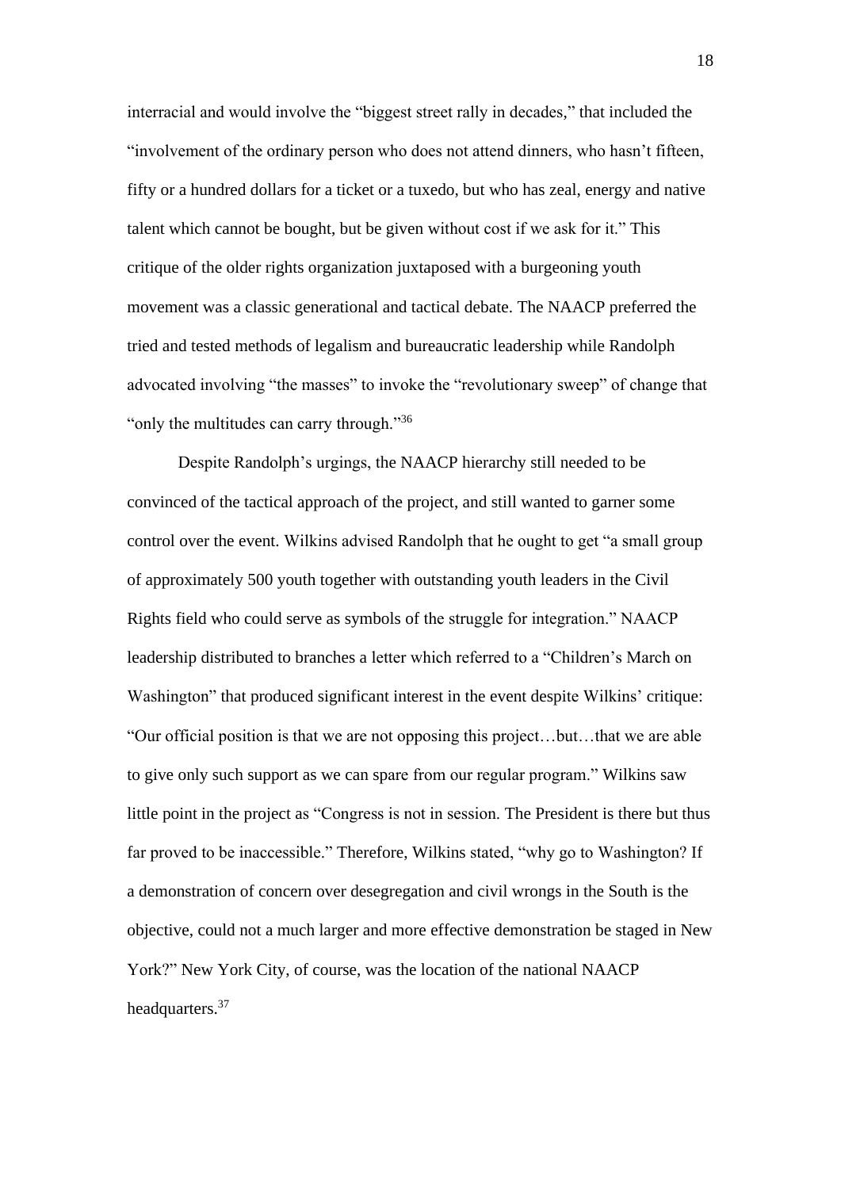interracial and would involve the "biggest street rally in decades," that included the "involvement of the ordinary person who does not attend dinners, who hasn't fifteen, fifty or a hundred dollars for a ticket or a tuxedo, but who has zeal, energy and native talent which cannot be bought, but be given without cost if we ask for it." This critique of the older rights organization juxtaposed with a burgeoning youth movement was a classic generational and tactical debate. The NAACP preferred the tried and tested methods of legalism and bureaucratic leadership while Randolph advocated involving "the masses" to invoke the "revolutionary sweep" of change that "only the multitudes can carry through."[36]

Despite Randolph's urgings, the NAACP hierarchy still needed to be convinced of the tactical approach of the project, and still wanted to garner some control over the event. Wilkins advised Randolph that he ought to get "a small group of approximately 500 youth together with outstanding youth leaders in the Civil Rights field who could serve as symbols of the struggle for integration." NAACP leadership distributed to branches a letter which referred to a "Children's March on Washington" that produced significant interest in the event despite Wilkins' critique: "Our official position is that we are not opposing this project…but…that we are able to give only such support as we can spare from our regular program." Wilkins saw little point in the project as "Congress is not in session. The President is there but thus far proved to be inaccessible." Therefore, Wilkins stated, "why go to Washington? If a demonstration of concern over desegregation and civil wrongs in the South is the objective, could not a much larger and more effective demonstration be staged in New York?" New York City, of course, was the location of the national NAACP headquarters.[37]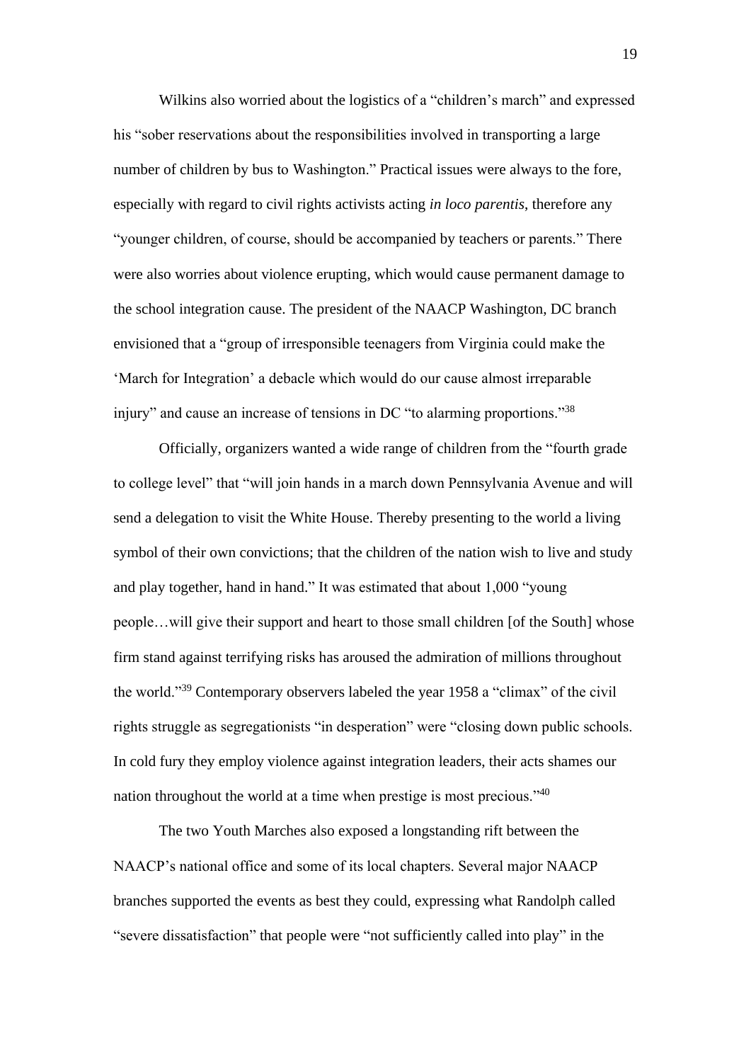Wilkins also worried about the logistics of a "children's march" and expressed his "sober reservations about the responsibilities involved in transporting a large number of children by bus to Washington." Practical issues were always to the fore, especially with regard to civil rights activists acting *in loco parentis*, therefore any "younger children, of course, should be accompanied by teachers or parents." There were also worries about violence erupting, which would cause permanent damage to the school integration cause. The president of the NAACP Washington, DC branch envisioned that a "group of irresponsible teenagers from Virginia could make the 'March for Integration' a debacle which would do our cause almost irreparable injury" and cause an increase of tensions in DC "to alarming proportions."[38]

Officially, organizers wanted a wide range of children from the "fourth grade to college level" that "will join hands in a march down Pennsylvania Avenue and will send a delegation to visit the White House. Thereby presenting to the world a living symbol of their own convictions; that the children of the nation wish to live and study and play together, hand in hand." It was estimated that about 1,000 "young people…will give their support and heart to those small children [of the South] whose firm stand against terrifying risks has aroused the admiration of millions throughout the world."[39] Contemporary observers labeled the year 1958 a "climax" of the civil rights struggle as segregationists "in desperation" were "closing down public schools. In cold fury they employ violence against integration leaders, their acts shames our nation throughout the world at a time when prestige is most precious."[40]

The two Youth Marches also exposed a longstanding rift between the NAACP's national office and some of its local chapters. Several major NAACP branches supported the events as best they could, expressing what Randolph called "severe dissatisfaction" that people were "not sufficiently called into play" in the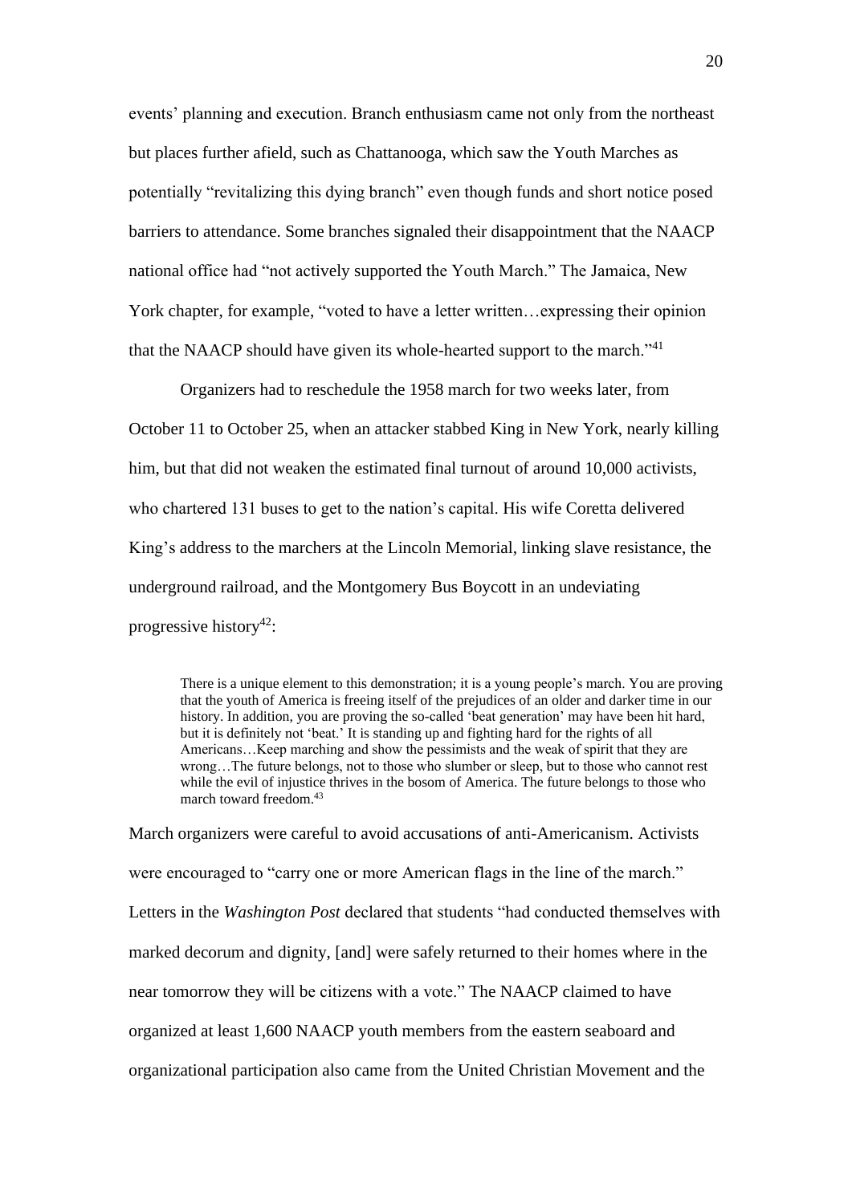events' planning and execution. Branch enthusiasm came not only from the northeast but places further afield, such as Chattanooga, which saw the Youth Marches as potentially "revitalizing this dying branch" even though funds and short notice posed barriers to attendance. Some branches signaled their disappointment that the NAACP national office had "not actively supported the Youth March." The Jamaica, New York chapter, for example, "voted to have a letter written…expressing their opinion that the NAACP should have given its whole-hearted support to the march."[41]

Organizers had to reschedule the 1958 march for two weeks later, from October 11 to October 25, when an attacker stabbed King in New York, nearly killing him, but that did not weaken the estimated final turnout of around 10,000 activists, who chartered 131 buses to get to the nation's capital. His wife Coretta delivered King's address to the marchers at the Lincoln Memorial, linking slave resistance, the underground railroad, and the Montgomery Bus Boycott in an undeviating progressive history[42]:

> There is a unique element to this demonstration; it is a young people's march. You are proving that the youth of America is freeing itself of the prejudices of an older and darker time in our history. In addition, you are proving the so-called 'beat generation' may have been hit hard, but it is definitely not 'beat.' It is standing up and fighting hard for the rights of all Americans…Keep marching and show the pessimists and the weak of spirit that they are wrong…The future belongs, not to those who slumber or sleep, but to those who cannot rest while the evil of injustice thrives in the bosom of America. The future belongs to those who march toward freedom.[43]

March organizers were careful to avoid accusations of anti-Americanism. Activists were encouraged to "carry one or more American flags in the line of the march." Letters in the *Washington Post* declared that students "had conducted themselves with marked decorum and dignity, [and] were safely returned to their homes where in the near tomorrow they will be citizens with a vote." The NAACP claimed to have organized at least 1,600 NAACP youth members from the eastern seaboard and organizational participation also came from the United Christian Movement and the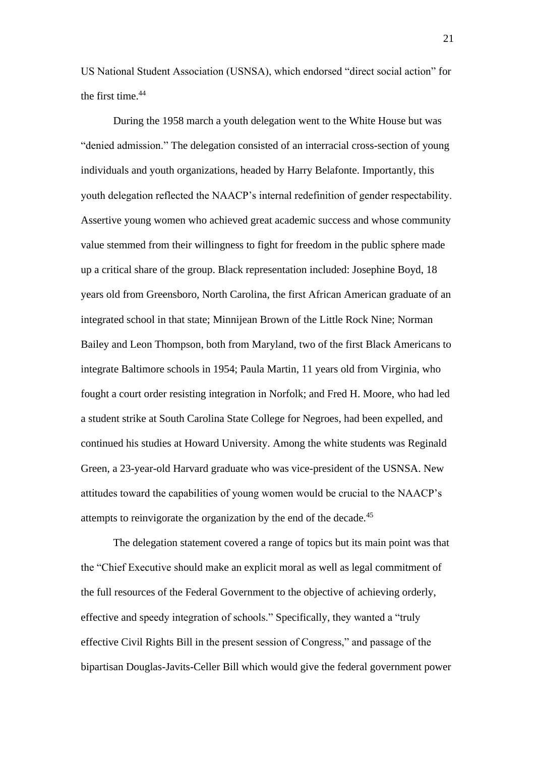US National Student Association (USNSA), which endorsed "direct social action" for the first time.[44]

During the 1958 march a youth delegation went to the White House but was "denied admission." The delegation consisted of an interracial cross-section of young individuals and youth organizations, headed by Harry Belafonte. Importantly, this youth delegation reflected the NAACP's internal redefinition of gender respectability. Assertive young women who achieved great academic success and whose community value stemmed from their willingness to fight for freedom in the public sphere made up a critical share of the group. Black representation included: Josephine Boyd, 18 years old from Greensboro, North Carolina, the first African American graduate of an integrated school in that state; Minnijean Brown of the Little Rock Nine; Norman Bailey and Leon Thompson, both from Maryland, two of the first Black Americans to integrate Baltimore schools in 1954; Paula Martin, 11 years old from Virginia, who fought a court order resisting integration in Norfolk; and Fred H. Moore, who had led a student strike at South Carolina State College for Negroes, had been expelled, and continued his studies at Howard University. Among the white students was Reginald Green, a 23-year-old Harvard graduate who was vice-president of the USNSA. New attitudes toward the capabilities of young women would be crucial to the NAACP's attempts to reinvigorate the organization by the end of the decade.[45]

The delegation statement covered a range of topics but its main point was that the "Chief Executive should make an explicit moral as well as legal commitment of the full resources of the Federal Government to the objective of achieving orderly, effective and speedy integration of schools." Specifically, they wanted a "truly effective Civil Rights Bill in the present session of Congress," and passage of the bipartisan Douglas-Javits-Celler Bill which would give the federal government power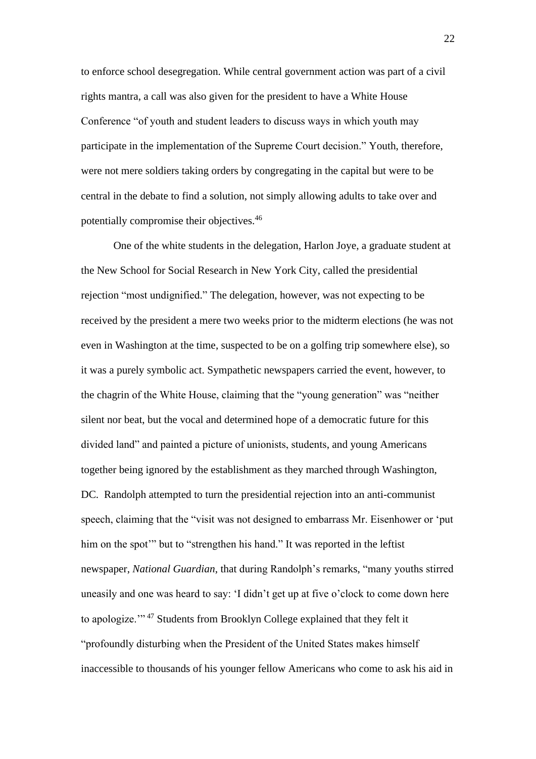to enforce school desegregation. While central government action was part of a civil rights mantra, a call was also given for the president to have a White House Conference "of youth and student leaders to discuss ways in which youth may participate in the implementation of the Supreme Court decision." Youth, therefore, were not mere soldiers taking orders by congregating in the capital but were to be central in the debate to find a solution, not simply allowing adults to take over and potentially compromise their objectives.[46]

One of the white students in the delegation, Harlon Joye, a graduate student at the New School for Social Research in New York City, called the presidential rejection "most undignified." The delegation, however, was not expecting to be received by the president a mere two weeks prior to the midterm elections (he was not even in Washington at the time, suspected to be on a golfing trip somewhere else), so it was a purely symbolic act. Sympathetic newspapers carried the event, however, to the chagrin of the White House, claiming that the "young generation" was "neither silent nor beat, but the vocal and determined hope of a democratic future for this divided land" and painted a picture of unionists, students, and young Americans together being ignored by the establishment as they marched through Washington, DC. Randolph attempted to turn the presidential rejection into an anti-communist speech, claiming that the "visit was not designed to embarrass Mr. Eisenhower or 'put him on the spot'" but to "strengthen his hand." It was reported in the leftist newspaper, *National Guardian*, that during Randolph's remarks, "many youths stirred uneasily and one was heard to say: 'I didn't get up at five o'clock to come down here to apologize.'"[47] Students from Brooklyn College explained that they felt it "profoundly disturbing when the President of the United States makes himself inaccessible to thousands of his younger fellow Americans who come to ask his aid in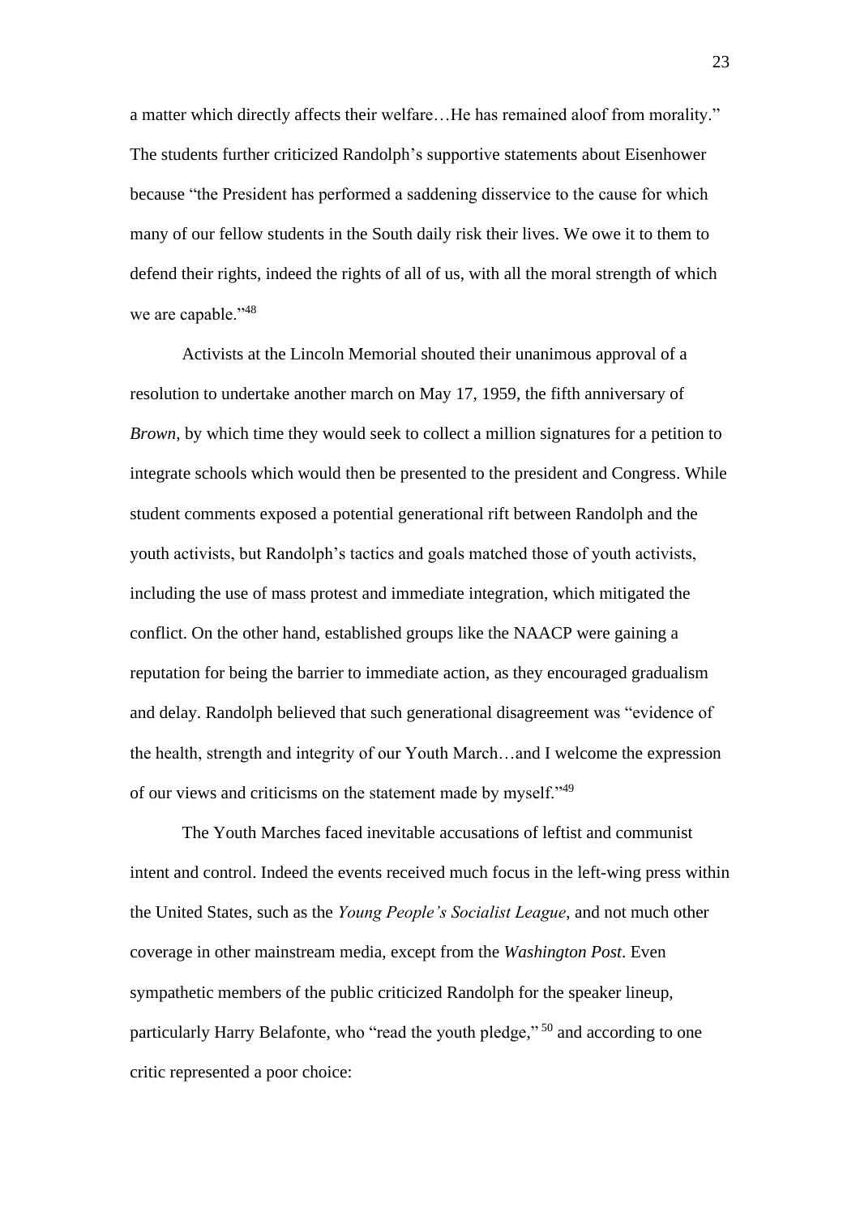a matter which directly affects their welfare…He has remained aloof from morality." The students further criticized Randolph's supportive statements about Eisenhower because "the President has performed a saddening disservice to the cause for which many of our fellow students in the South daily risk their lives. We owe it to them to defend their rights, indeed the rights of all of us, with all the moral strength of which we are capable."[48]

Activists at the Lincoln Memorial shouted their unanimous approval of a resolution to undertake another march on May 17, 1959, the fifth anniversary of *Brown*, by which time they would seek to collect a million signatures for a petition to integrate schools which would then be presented to the president and Congress. While student comments exposed a potential generational rift between Randolph and the youth activists, but Randolph's tactics and goals matched those of youth activists, including the use of mass protest and immediate integration, which mitigated the conflict. On the other hand, established groups like the NAACP were gaining a reputation for being the barrier to immediate action, as they encouraged gradualism and delay. Randolph believed that such generational disagreement was "evidence of the health, strength and integrity of our Youth March…and I welcome the expression of our views and criticisms on the statement made by myself."[49]

The Youth Marches faced inevitable accusations of leftist and communist intent and control. Indeed the events received much focus in the left-wing press within the United States, such as the *Young People's Socialist League,* and not much other coverage in other mainstream media, except from the *Washington Post*. Even sympathetic members of the public criticized Randolph for the speaker lineup, particularly Harry Belafonte, who "read the youth pledge," [50] and according to one critic represented a poor choice: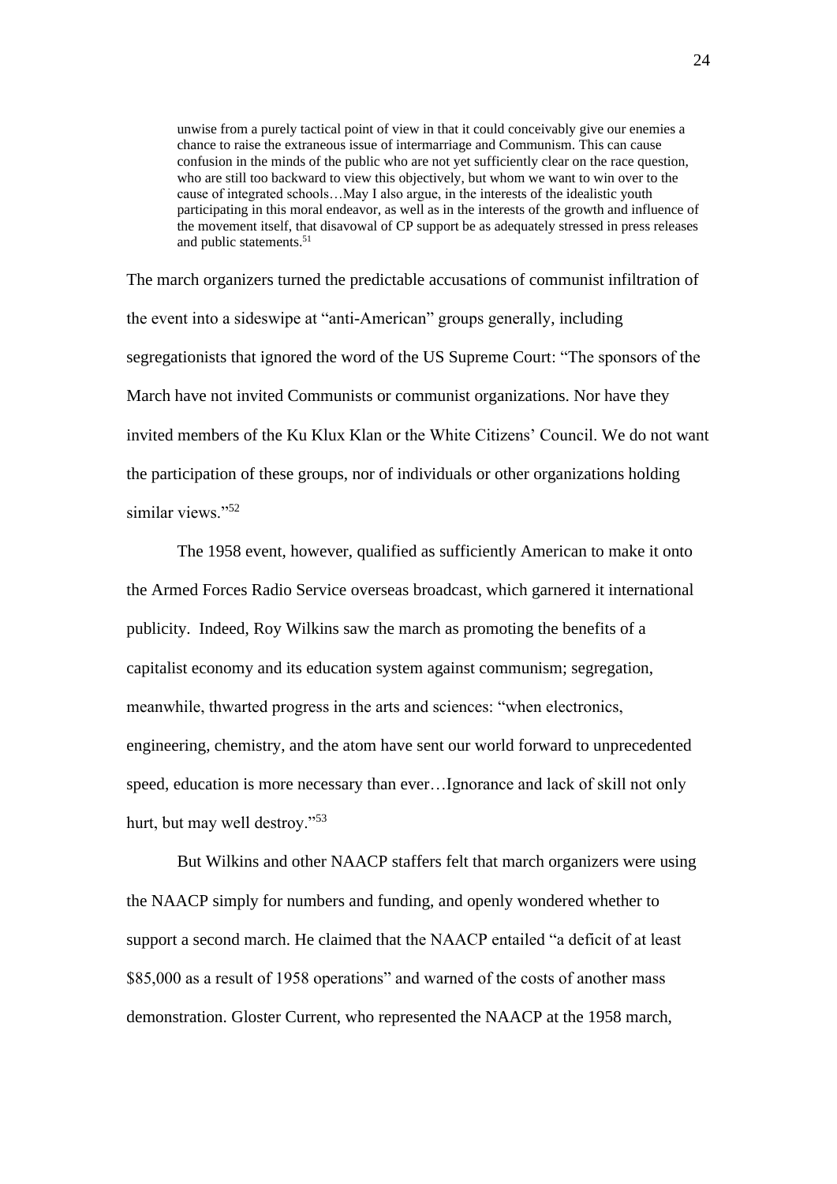> unwise from a purely tactical point of view in that it could conceivably give our enemies a chance to raise the extraneous issue of intermarriage and Communism. This can cause confusion in the minds of the public who are not yet sufficiently clear on the race question, who are still too backward to view this objectively, but whom we want to win over to the cause of integrated schools…May I also argue, in the interests of the idealistic youth participating in this moral endeavor, as well as in the interests of the growth and influence of the movement itself, that disavowal of CP support be as adequately stressed in press releases and public statements.[51]

The march organizers turned the predictable accusations of communist infiltration of the event into a sideswipe at "anti-American" groups generally, including segregationists that ignored the word of the US Supreme Court: "The sponsors of the March have not invited Communists or communist organizations. Nor have they invited members of the Ku Klux Klan or the White Citizens' Council. We do not want the participation of these groups, nor of individuals or other organizations holding similar views."[52]

The 1958 event, however, qualified as sufficiently American to make it onto the Armed Forces Radio Service overseas broadcast, which garnered it international publicity. Indeed, Roy Wilkins saw the march as promoting the benefits of a capitalist economy and its education system against communism; segregation, meanwhile, thwarted progress in the arts and sciences: "when electronics, engineering, chemistry, and the atom have sent our world forward to unprecedented speed, education is more necessary than ever…Ignorance and lack of skill not only hurt, but may well destroy."[53]

But Wilkins and other NAACP staffers felt that march organizers were using the NAACP simply for numbers and funding, and openly wondered whether to support a second march. He claimed that the NAACP entailed "a deficit of at least $85,000 as a result of 1958 operations" and warned of the costs of another mass demonstration. Gloster Current, who represented the NAACP at the 1958 march,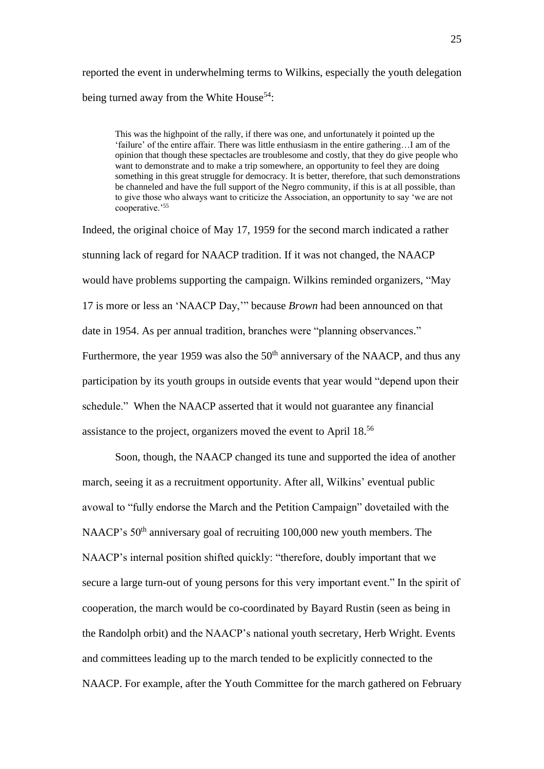reported the event in underwhelming terms to Wilkins, especially the youth delegation being turned away from the White House[54]:

> This was the highpoint of the rally, if there was one, and unfortunately it pointed up the 'failure' of the entire affair. There was little enthusiasm in the entire gathering…I am of the opinion that though these spectacles are troublesome and costly, that they do give people who want to demonstrate and to make a trip somewhere, an opportunity to feel they are doing something in this great struggle for democracy. It is better, therefore, that such demonstrations be channeled and have the full support of the Negro community, if this is at all possible, than to give those who always want to criticize the Association, an opportunity to say 'we are not cooperative.'[55]

Indeed, the original choice of May 17, 1959 for the second march indicated a rather stunning lack of regard for NAACP tradition. If it was not changed, the NAACP would have problems supporting the campaign. Wilkins reminded organizers, "May 17 is more or less an 'NAACP Day,'" because *Brown* had been announced on that date in 1954. As per annual tradition, branches were "planning observances." Furthermore, the year 1959 was also the 50th anniversary of the NAACP, and thus any participation by its youth groups in outside events that year would "depend upon their schedule." When the NAACP asserted that it would not guarantee any financial assistance to the project, organizers moved the event to April 18.[56]

Soon, though, the NAACP changed its tune and supported the idea of another march, seeing it as a recruitment opportunity. After all, Wilkins' eventual public avowal to "fully endorse the March and the Petition Campaign" dovetailed with the NAACP's 50th anniversary goal of recruiting 100,000 new youth members. The NAACP's internal position shifted quickly: "therefore, doubly important that we secure a large turn-out of young persons for this very important event." In the spirit of cooperation, the march would be co-coordinated by Bayard Rustin (seen as being in the Randolph orbit) and the NAACP's national youth secretary, Herb Wright. Events and committees leading up to the march tended to be explicitly connected to the NAACP. For example, after the Youth Committee for the march gathered on February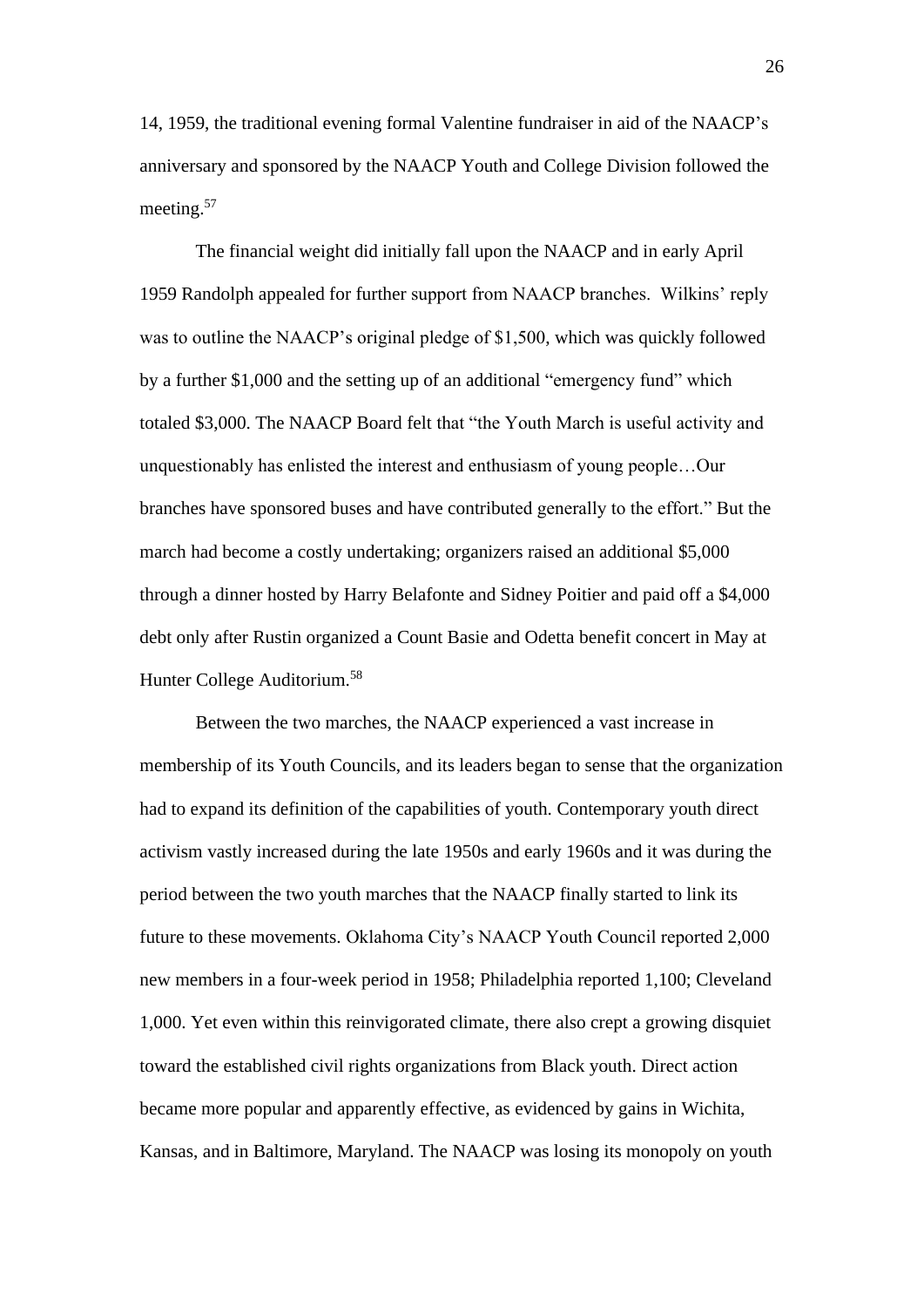14, 1959, the traditional evening formal Valentine fundraiser in aid of the NAACP's anniversary and sponsored by the NAACP Youth and College Division followed the meeting.[57]

The financial weight did initially fall upon the NAACP and in early April 1959 Randolph appealed for further support from NAACP branches. Wilkins' reply was to outline the NAACP's original pledge of $1,500, which was quickly followed by a further $1,000 and the setting up of an additional "emergency fund" which totaled $3,000. The NAACP Board felt that "the Youth March is useful activity and unquestionably has enlisted the interest and enthusiasm of young people…Our branches have sponsored buses and have contributed generally to the effort." But the march had become a costly undertaking; organizers raised an additional $5,000 through a dinner hosted by Harry Belafonte and Sidney Poitier and paid off a $4,000 debt only after Rustin organized a Count Basie and Odetta benefit concert in May at Hunter College Auditorium.[58]

Between the two marches, the NAACP experienced a vast increase in membership of its Youth Councils, and its leaders began to sense that the organization had to expand its definition of the capabilities of youth. Contemporary youth direct activism vastly increased during the late 1950s and early 1960s and it was during the period between the two youth marches that the NAACP finally started to link its future to these movements. Oklahoma City's NAACP Youth Council reported 2,000 new members in a four-week period in 1958; Philadelphia reported 1,100; Cleveland 1,000. Yet even within this reinvigorated climate, there also crept a growing disquiet toward the established civil rights organizations from Black youth. Direct action became more popular and apparently effective, as evidenced by gains in Wichita, Kansas, and in Baltimore, Maryland. The NAACP was losing its monopoly on youth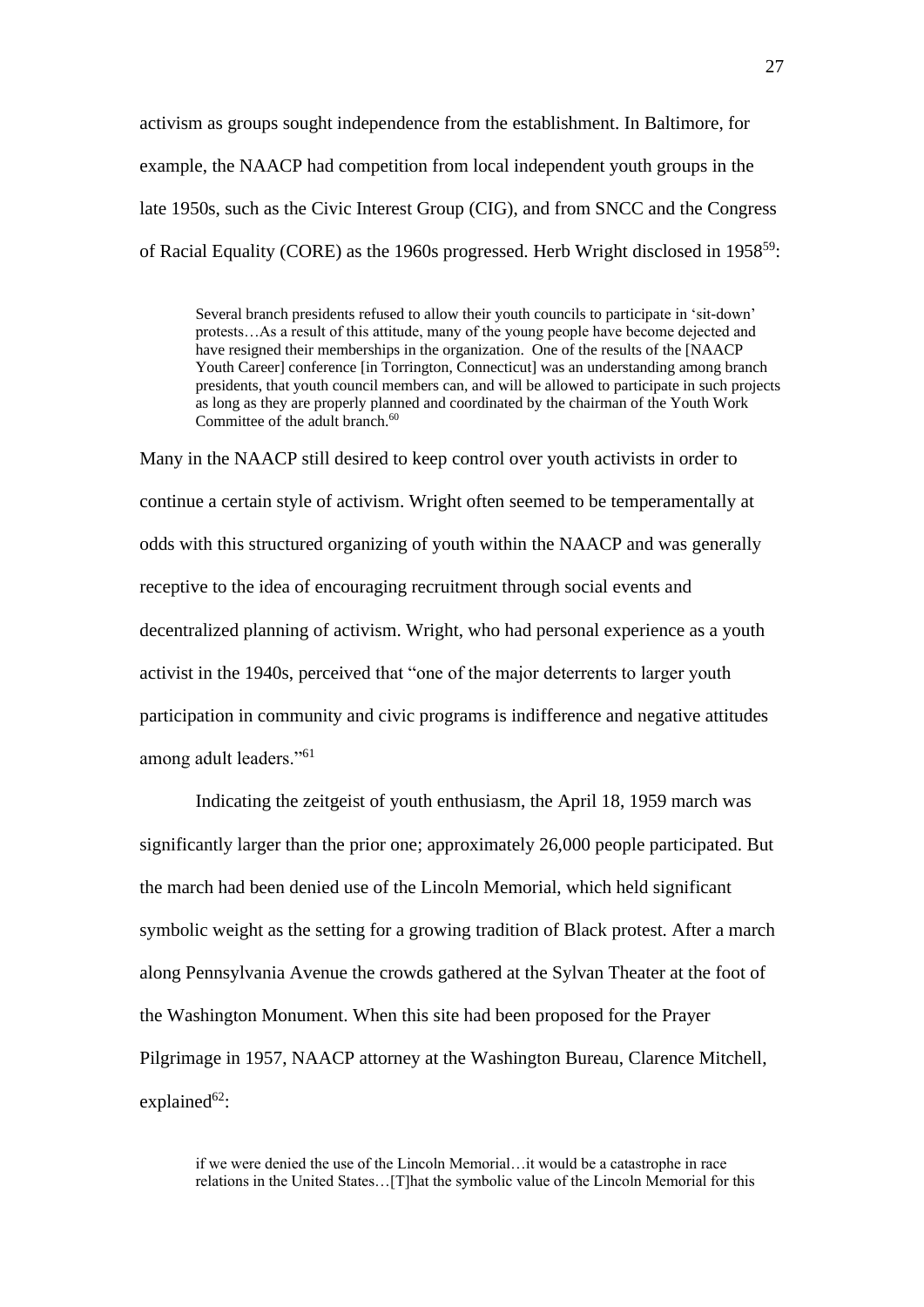activism as groups sought independence from the establishment. In Baltimore, for example, the NAACP had competition from local independent youth groups in the late 1950s, such as the Civic Interest Group (CIG), and from SNCC and the Congress of Racial Equality (CORE) as the 1960s progressed. Herb Wright disclosed in 1958[59]:

> Several branch presidents refused to allow their youth councils to participate in 'sit-down' protests…As a result of this attitude, many of the young people have become dejected and have resigned their memberships in the organization. One of the results of the [NAACP Youth Career] conference [in Torrington, Connecticut] was an understanding among branch presidents, that youth council members can, and will be allowed to participate in such projects as long as they are properly planned and coordinated by the chairman of the Youth Work Committee of the adult branch.[60]

Many in the NAACP still desired to keep control over youth activists in order to continue a certain style of activism. Wright often seemed to be temperamentally at odds with this structured organizing of youth within the NAACP and was generally receptive to the idea of encouraging recruitment through social events and decentralized planning of activism. Wright, who had personal experience as a youth activist in the 1940s, perceived that "one of the major deterrents to larger youth participation in community and civic programs is indifference and negative attitudes among adult leaders."[61]

Indicating the zeitgeist of youth enthusiasm, the April 18, 1959 march was significantly larger than the prior one; approximately 26,000 people participated. But the march had been denied use of the Lincoln Memorial, which held significant symbolic weight as the setting for a growing tradition of Black protest. After a march along Pennsylvania Avenue the crowds gathered at the Sylvan Theater at the foot of the Washington Monument. When this site had been proposed for the Prayer Pilgrimage in 1957, NAACP attorney at the Washington Bureau, Clarence Mitchell, explained[62]:

> if we were denied the use of the Lincoln Memorial…it would be a catastrophe in race relations in the United States…[T]hat the symbolic value of the Lincoln Memorial for this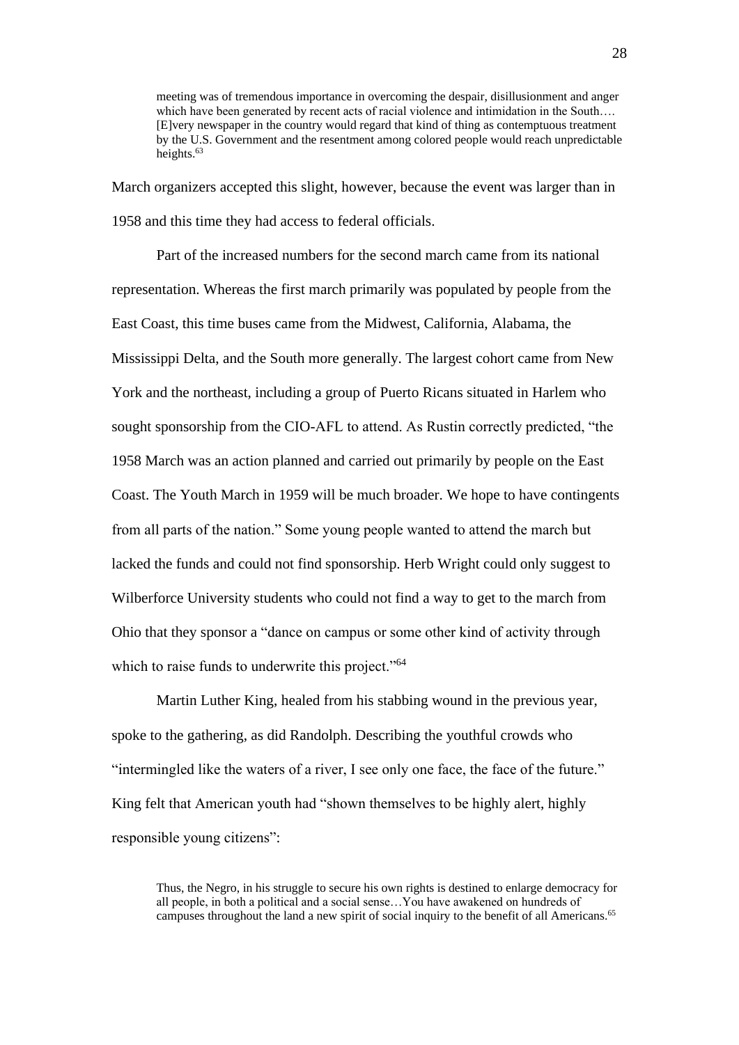> meeting was of tremendous importance in overcoming the despair, disillusionment and anger which have been generated by recent acts of racial violence and intimidation in the South…. [E]very newspaper in the country would regard that kind of thing as contemptuous treatment by the U.S. Government and the resentment among colored people would reach unpredictable heights.[63]

March organizers accepted this slight, however, because the event was larger than in 1958 and this time they had access to federal officials.

Part of the increased numbers for the second march came from its national representation. Whereas the first march primarily was populated by people from the East Coast, this time buses came from the Midwest, California, Alabama, the Mississippi Delta, and the South more generally. The largest cohort came from New York and the northeast, including a group of Puerto Ricans situated in Harlem who sought sponsorship from the CIO-AFL to attend. As Rustin correctly predicted, "the 1958 March was an action planned and carried out primarily by people on the East Coast. The Youth March in 1959 will be much broader. We hope to have contingents from all parts of the nation." Some young people wanted to attend the march but lacked the funds and could not find sponsorship. Herb Wright could only suggest to Wilberforce University students who could not find a way to get to the march from Ohio that they sponsor a "dance on campus or some other kind of activity through which to raise funds to underwrite this project."[64]

Martin Luther King, healed from his stabbing wound in the previous year, spoke to the gathering, as did Randolph. Describing the youthful crowds who "intermingled like the waters of a river, I see only one face, the face of the future." King felt that American youth had "shown themselves to be highly alert, highly responsible young citizens":

> Thus, the Negro, in his struggle to secure his own rights is destined to enlarge democracy for all people, in both a political and a social sense…You have awakened on hundreds of campuses throughout the land a new spirit of social inquiry to the benefit of all Americans.[65]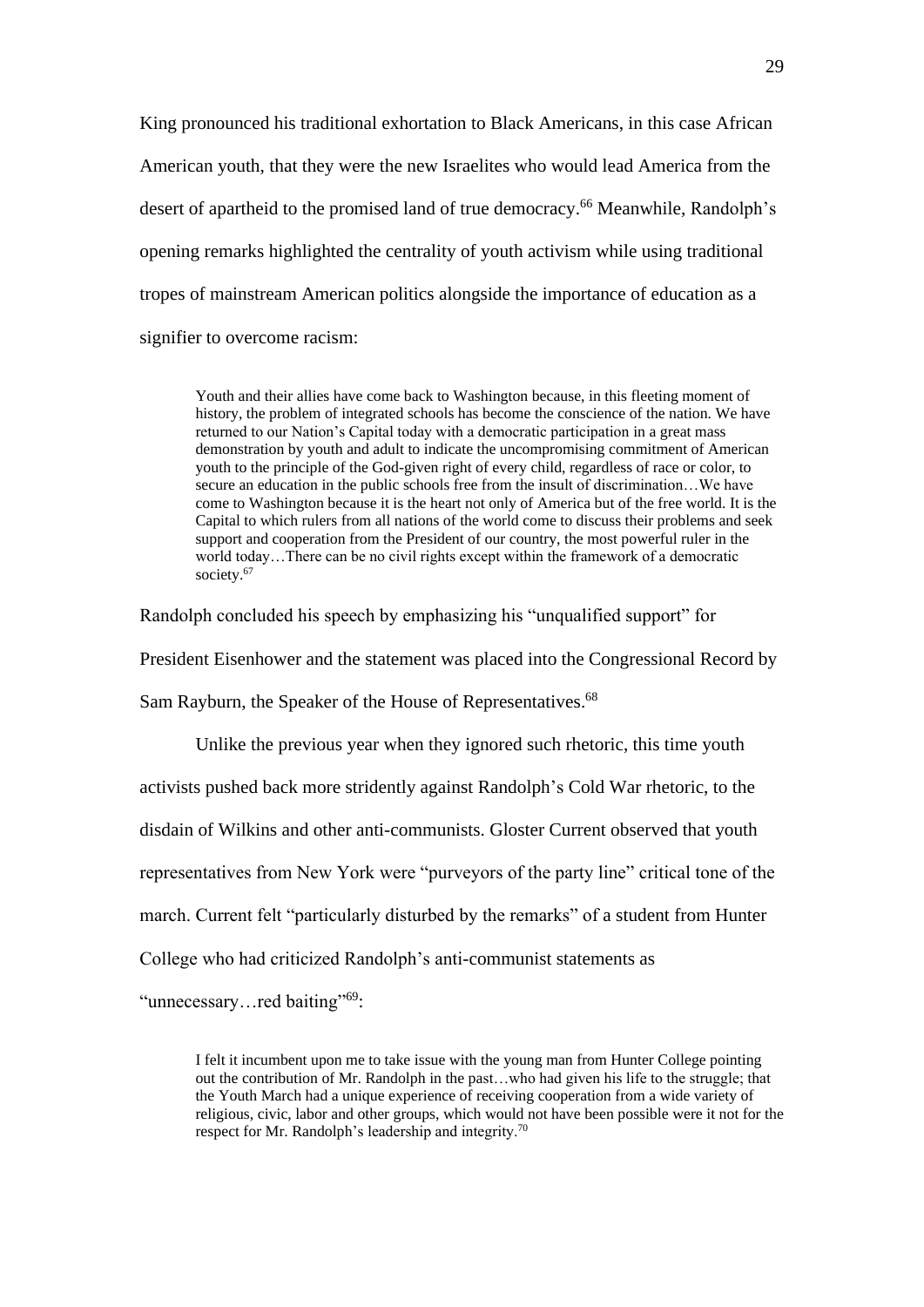King pronounced his traditional exhortation to Black Americans, in this case African American youth, that they were the new Israelites who would lead America from the desert of apartheid to the promised land of true democracy.[66] Meanwhile, Randolph's opening remarks highlighted the centrality of youth activism while using traditional tropes of mainstream American politics alongside the importance of education as a signifier to overcome racism:

> Youth and their allies have come back to Washington because, in this fleeting moment of history, the problem of integrated schools has become the conscience of the nation. We have returned to our Nation's Capital today with a democratic participation in a great mass demonstration by youth and adult to indicate the uncompromising commitment of American youth to the principle of the God-given right of every child, regardless of race or color, to secure an education in the public schools free from the insult of discrimination…We have come to Washington because it is the heart not only of America but of the free world. It is the Capital to which rulers from all nations of the world come to discuss their problems and seek support and cooperation from the President of our country, the most powerful ruler in the world today…There can be no civil rights except within the framework of a democratic society.[67]

Randolph concluded his speech by emphasizing his "unqualified support" for President Eisenhower and the statement was placed into the Congressional Record by Sam Rayburn, the Speaker of the House of Representatives.[68]

Unlike the previous year when they ignored such rhetoric, this time youth activists pushed back more stridently against Randolph's Cold War rhetoric, to the disdain of Wilkins and other anti-communists. Gloster Current observed that youth representatives from New York were "purveyors of the party line" critical tone of the march. Current felt "particularly disturbed by the remarks" of a student from Hunter College who had criticized Randolph's anti-communist statements as "unnecessary…red baiting"[69]:

> I felt it incumbent upon me to take issue with the young man from Hunter College pointing out the contribution of Mr. Randolph in the past…who had given his life to the struggle; that the Youth March had a unique experience of receiving cooperation from a wide variety of religious, civic, labor and other groups, which would not have been possible were it not for the respect for Mr. Randolph's leadership and integrity.[70]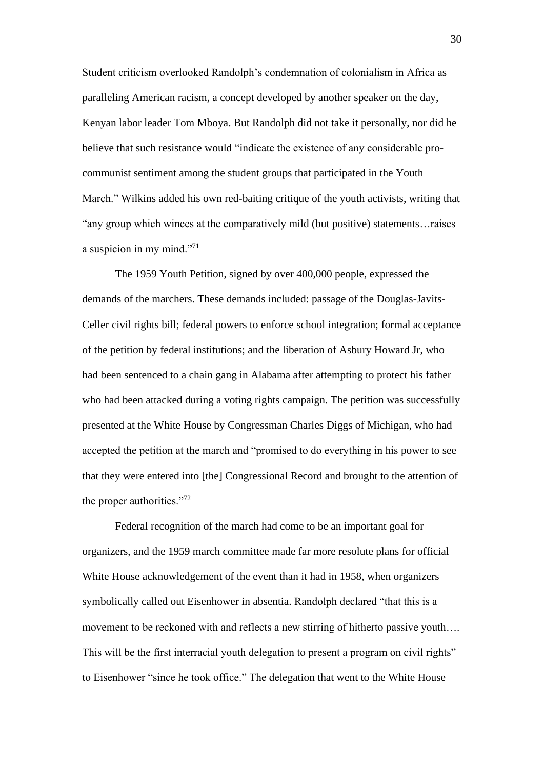Student criticism overlooked Randolph's condemnation of colonialism in Africa as paralleling American racism, a concept developed by another speaker on the day, Kenyan labor leader Tom Mboya. But Randolph did not take it personally, nor did he believe that such resistance would "indicate the existence of any considerable pro-communist sentiment among the student groups that participated in the Youth March." Wilkins added his own red-baiting critique of the youth activists, writing that "any group which winces at the comparatively mild (but positive) statements…raises a suspicion in my mind."[71]

The 1959 Youth Petition, signed by over 400,000 people, expressed the demands of the marchers. These demands included: passage of the Douglas-Javits-Celler civil rights bill; federal powers to enforce school integration; formal acceptance of the petition by federal institutions; and the liberation of Asbury Howard Jr, who had been sentenced to a chain gang in Alabama after attempting to protect his father who had been attacked during a voting rights campaign. The petition was successfully presented at the White House by Congressman Charles Diggs of Michigan, who had accepted the petition at the march and "promised to do everything in his power to see that they were entered into [the] Congressional Record and brought to the attention of the proper authorities."[72]

Federal recognition of the march had come to be an important goal for organizers, and the 1959 march committee made far more resolute plans for official White House acknowledgement of the event than it had in 1958, when organizers symbolically called out Eisenhower in absentia. Randolph declared "that this is a movement to be reckoned with and reflects a new stirring of hitherto passive youth…. This will be the first interracial youth delegation to present a program on civil rights" to Eisenhower "since he took office." The delegation that went to the White House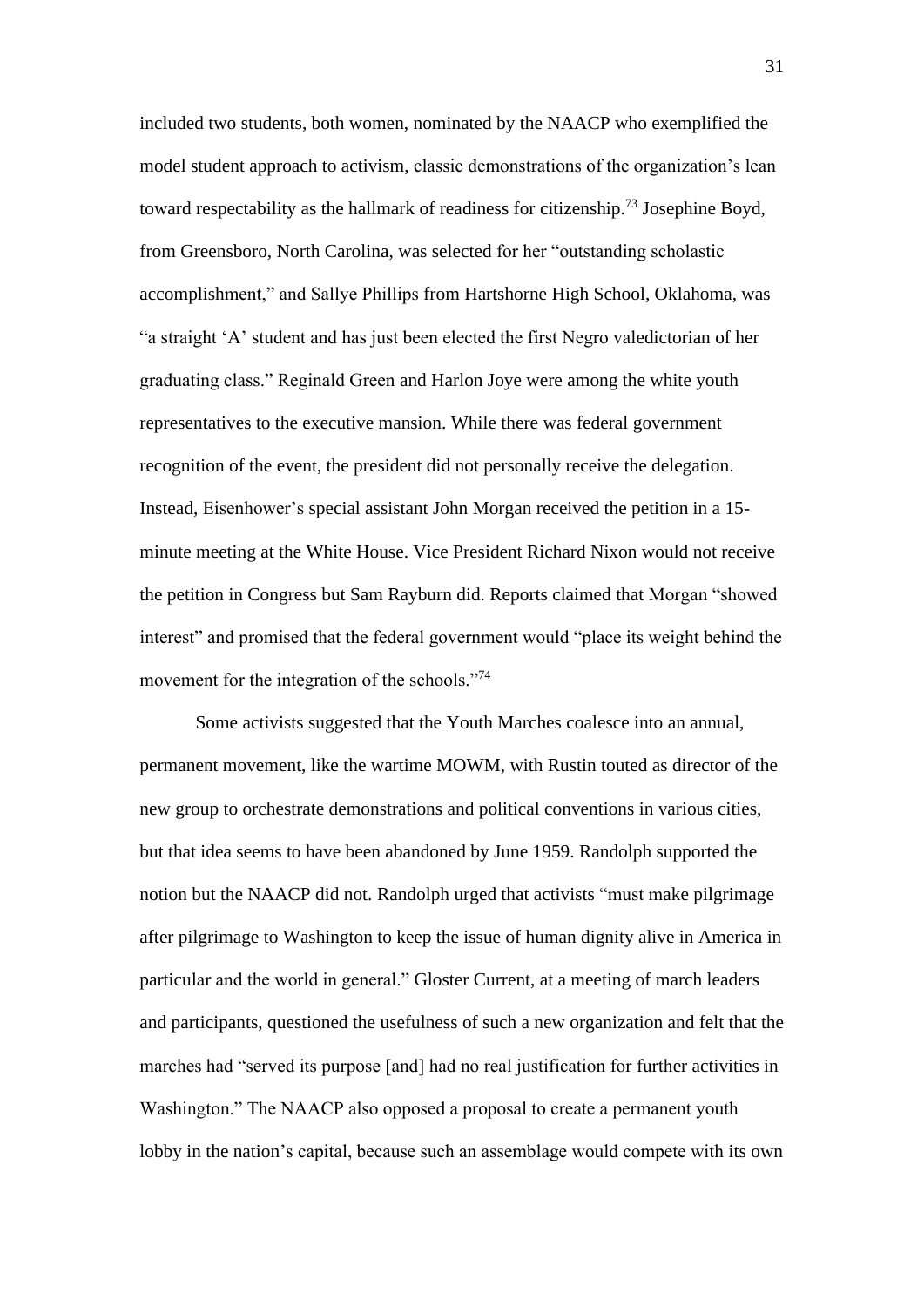included two students, both women, nominated by the NAACP who exemplified the model student approach to activism, classic demonstrations of the organization's lean toward respectability as the hallmark of readiness for citizenship.[73] Josephine Boyd, from Greensboro, North Carolina, was selected for her "outstanding scholastic accomplishment," and Sallye Phillips from Hartshorne High School, Oklahoma, was "a straight 'A' student and has just been elected the first Negro valedictorian of her graduating class." Reginald Green and Harlon Joye were among the white youth representatives to the executive mansion. While there was federal government recognition of the event, the president did not personally receive the delegation. Instead, Eisenhower's special assistant John Morgan received the petition in a 15-minute meeting at the White House. Vice President Richard Nixon would not receive the petition in Congress but Sam Rayburn did. Reports claimed that Morgan "showed interest" and promised that the federal government would "place its weight behind the movement for the integration of the schools."[74]

Some activists suggested that the Youth Marches coalesce into an annual, permanent movement, like the wartime MOWM, with Rustin touted as director of the new group to orchestrate demonstrations and political conventions in various cities, but that idea seems to have been abandoned by June 1959. Randolph supported the notion but the NAACP did not. Randolph urged that activists "must make pilgrimage after pilgrimage to Washington to keep the issue of human dignity alive in America in particular and the world in general." Gloster Current, at a meeting of march leaders and participants, questioned the usefulness of such a new organization and felt that the marches had "served its purpose [and] had no real justification for further activities in Washington." The NAACP also opposed a proposal to create a permanent youth lobby in the nation's capital, because such an assemblage would compete with its own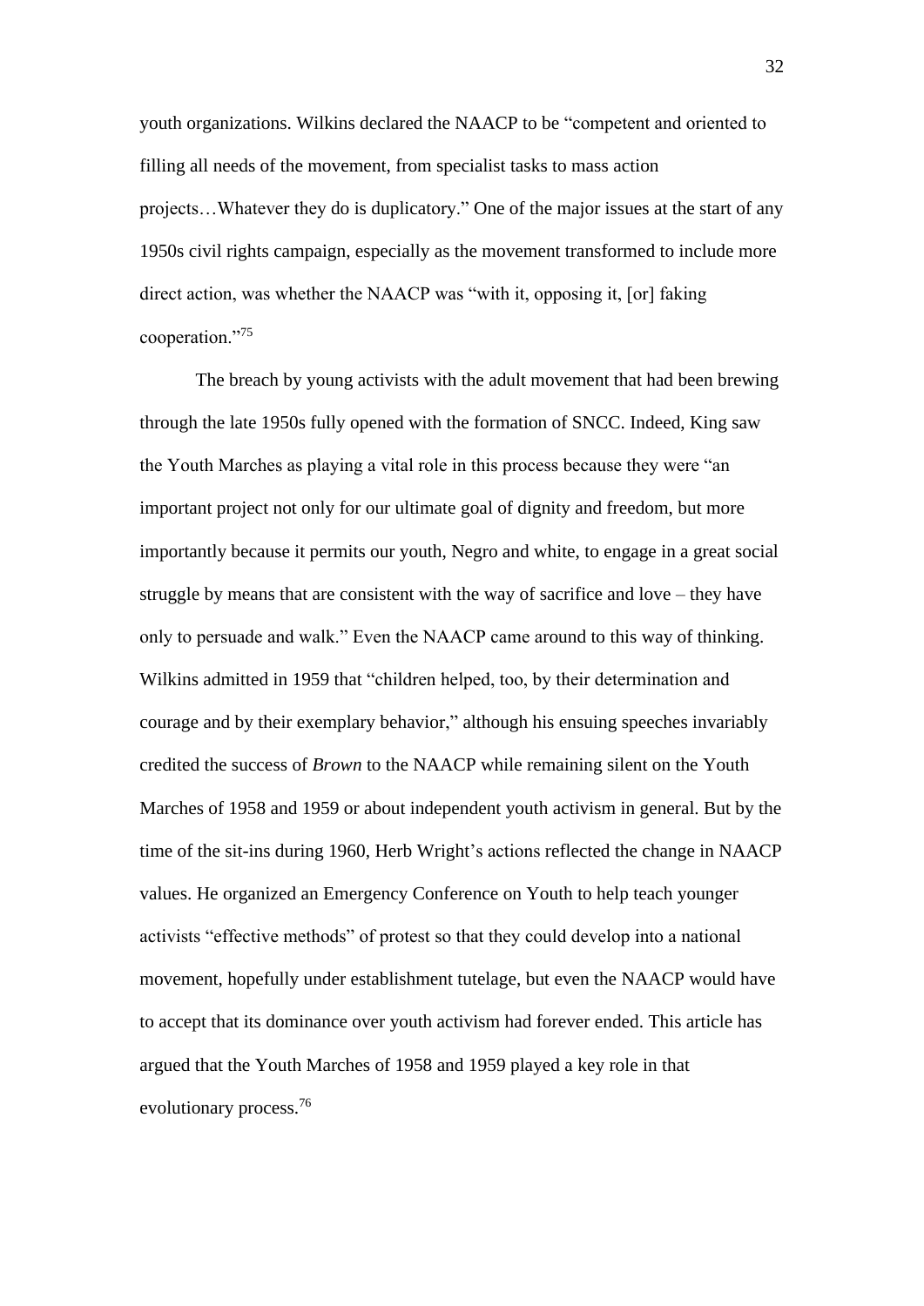youth organizations. Wilkins declared the NAACP to be "competent and oriented to filling all needs of the movement, from specialist tasks to mass action projects…Whatever they do is duplicatory." One of the major issues at the start of any 1950s civil rights campaign, especially as the movement transformed to include more direct action, was whether the NAACP was "with it, opposing it, [or] faking cooperation."[75]

The breach by young activists with the adult movement that had been brewing through the late 1950s fully opened with the formation of SNCC. Indeed, King saw the Youth Marches as playing a vital role in this process because they were "an important project not only for our ultimate goal of dignity and freedom, but more importantly because it permits our youth, Negro and white, to engage in a great social struggle by means that are consistent with the way of sacrifice and love – they have only to persuade and walk." Even the NAACP came around to this way of thinking. Wilkins admitted in 1959 that "children helped, too, by their determination and courage and by their exemplary behavior," although his ensuing speeches invariably credited the success of *Brown* to the NAACP while remaining silent on the Youth Marches of 1958 and 1959 or about independent youth activism in general. But by the time of the sit-ins during 1960, Herb Wright's actions reflected the change in NAACP values. He organized an Emergency Conference on Youth to help teach younger activists "effective methods" of protest so that they could develop into a national movement, hopefully under establishment tutelage, but even the NAACP would have to accept that its dominance over youth activism had forever ended. This article has argued that the Youth Marches of 1958 and 1959 played a key role in that evolutionary process.[76]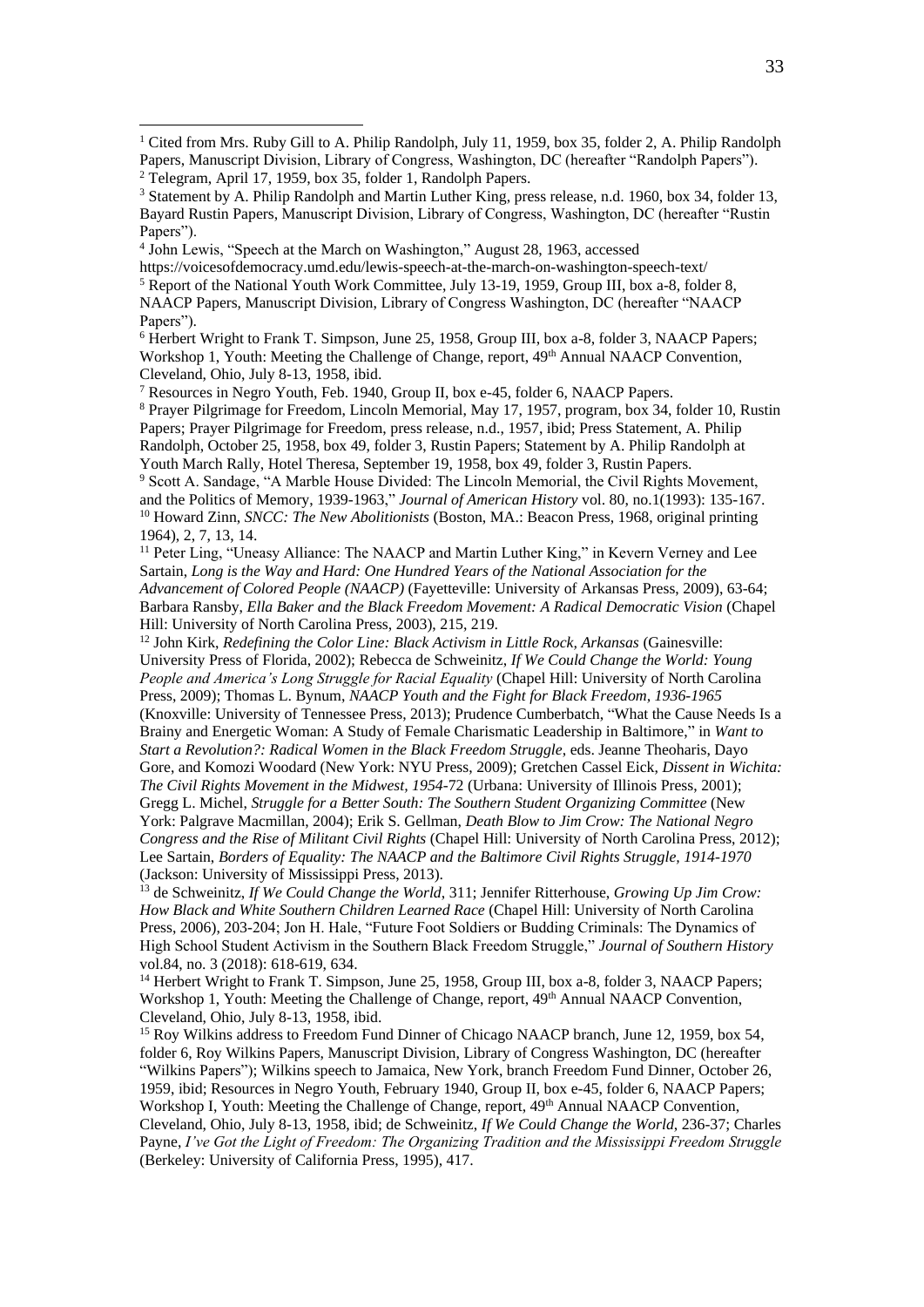[1] Cited from Mrs. Ruby Gill to A. Philip Randolph, July 11, 1959, box 35, folder 2, A. Philip Randolph Papers, Manuscript Division, Library of Congress, Washington, DC (hereafter "Randolph Papers").

[2] Telegram, April 17, 1959, box 35, folder 1, Randolph Papers.

[3] Statement by A. Philip Randolph and Martin Luther King, press release, n.d. 1960, box 34, folder 13, Bayard Rustin Papers, Manuscript Division, Library of Congress, Washington, DC (hereafter "Rustin Papers").

[4] John Lewis, "Speech at the March on Washington," August 28, 1963, accessed https://voicesofdemocracy.umd.edu/lewis-speech-at-the-march-on-washington-speech-text/

[5] Report of the National Youth Work Committee, July 13-19, 1959, Group III, box a-8, folder 8, NAACP Papers, Manuscript Division, Library of Congress Washington, DC (hereafter "NAACP Papers").

[6] Herbert Wright to Frank T. Simpson, June 25, 1958, Group III, box a-8, folder 3, NAACP Papers; Workshop 1, Youth: Meeting the Challenge of Change, report, 49th Annual NAACP Convention, Cleveland, Ohio, July 8-13, 1958, ibid.

[7] Resources in Negro Youth, Feb. 1940, Group II, box e-45, folder 6, NAACP Papers.

[8] Prayer Pilgrimage for Freedom, Lincoln Memorial, May 17, 1957, program, box 34, folder 10, Rustin Papers; Prayer Pilgrimage for Freedom, press release, n.d., 1957, ibid; Press Statement, A. Philip Randolph, October 25, 1958, box 49, folder 3, Rustin Papers; Statement by A. Philip Randolph at Youth March Rally, Hotel Theresa, September 19, 1958, box 49, folder 3, Rustin Papers.

[9] Scott A. Sandage, "A Marble House Divided: The Lincoln Memorial, the Civil Rights Movement, and the Politics of Memory, 1939-1963," *Journal of American History* vol. 80, no.1(1993): 135-167.

[10] Howard Zinn, *SNCC: The New Abolitionists* (Boston, MA.: Beacon Press, 1968, original printing 1964), 2, 7, 13, 14.

[11] Peter Ling, "Uneasy Alliance: The NAACP and Martin Luther King," in Kevern Verney and Lee Sartain, *Long is the Way and Hard: One Hundred Years of the National Association for the Advancement of Colored People (NAACP)* (Fayetteville: University of Arkansas Press, 2009), 63-64; Barbara Ransby, *Ella Baker and the Black Freedom Movement: A Radical Democratic Vision* (Chapel Hill: University of North Carolina Press, 2003), 215, 219.

[12] John Kirk, *Redefining the Color Line: Black Activism in Little Rock, Arkansas* (Gainesville: University Press of Florida, 2002); Rebecca de Schweinitz, *If We Could Change the World: Young People and America's Long Struggle for Racial Equality* (Chapel Hill: University of North Carolina Press, 2009); Thomas L. Bynum, *NAACP Youth and the Fight for Black Freedom, 1936-1965* (Knoxville: University of Tennessee Press, 2013); Prudence Cumberbatch, "What the Cause Needs Is a Brainy and Energetic Woman: A Study of Female Charismatic Leadership in Baltimore," in *Want to Start a Revolution?: Radical Women in the Black Freedom Struggle*, eds. Jeanne Theoharis, Dayo Gore, and Komozi Woodard (New York: NYU Press, 2009); Gretchen Cassel Eick, *Dissent in Wichita: The Civil Rights Movement in the Midwest, 1954-72* (Urbana: University of Illinois Press, 2001); Gregg L. Michel, *Struggle for a Better South: The Southern Student Organizing Committee* (New York: Palgrave Macmillan, 2004); Erik S. Gellman, *Death Blow to Jim Crow: The National Negro Congress and the Rise of Militant Civil Rights* (Chapel Hill: University of North Carolina Press, 2012); Lee Sartain, *Borders of Equality: The NAACP and the Baltimore Civil Rights Struggle, 1914-1970* (Jackson: University of Mississippi Press, 2013).

[13] de Schweinitz, *If We Could Change the World*, 311; Jennifer Ritterhouse, *Growing Up Jim Crow: How Black and White Southern Children Learned Race* (Chapel Hill: University of North Carolina Press, 2006), 203-204; Jon H. Hale, "Future Foot Soldiers or Budding Criminals: The Dynamics of High School Student Activism in the Southern Black Freedom Struggle," *Journal of Southern History* vol.84, no. 3 (2018): 618-619, 634.

[14] Herbert Wright to Frank T. Simpson, June 25, 1958, Group III, box a-8, folder 3, NAACP Papers; Workshop 1, Youth: Meeting the Challenge of Change, report, 49th Annual NAACP Convention, Cleveland, Ohio, July 8-13, 1958, ibid.

[15] Roy Wilkins address to Freedom Fund Dinner of Chicago NAACP branch, June 12, 1959, box 54, folder 6, Roy Wilkins Papers, Manuscript Division, Library of Congress Washington, DC (hereafter "Wilkins Papers"); Wilkins speech to Jamaica, New York, branch Freedom Fund Dinner, October 26, 1959, ibid; Resources in Negro Youth, February 1940, Group II, box e-45, folder 6, NAACP Papers; Workshop I, Youth: Meeting the Challenge of Change, report, 49th Annual NAACP Convention, Cleveland, Ohio, July 8-13, 1958, ibid; de Schweinitz, *If We Could Change the World*, 236-37; Charles Payne, *I've Got the Light of Freedom: The Organizing Tradition and the Mississippi Freedom Struggle* (Berkeley: University of California Press, 1995), 417.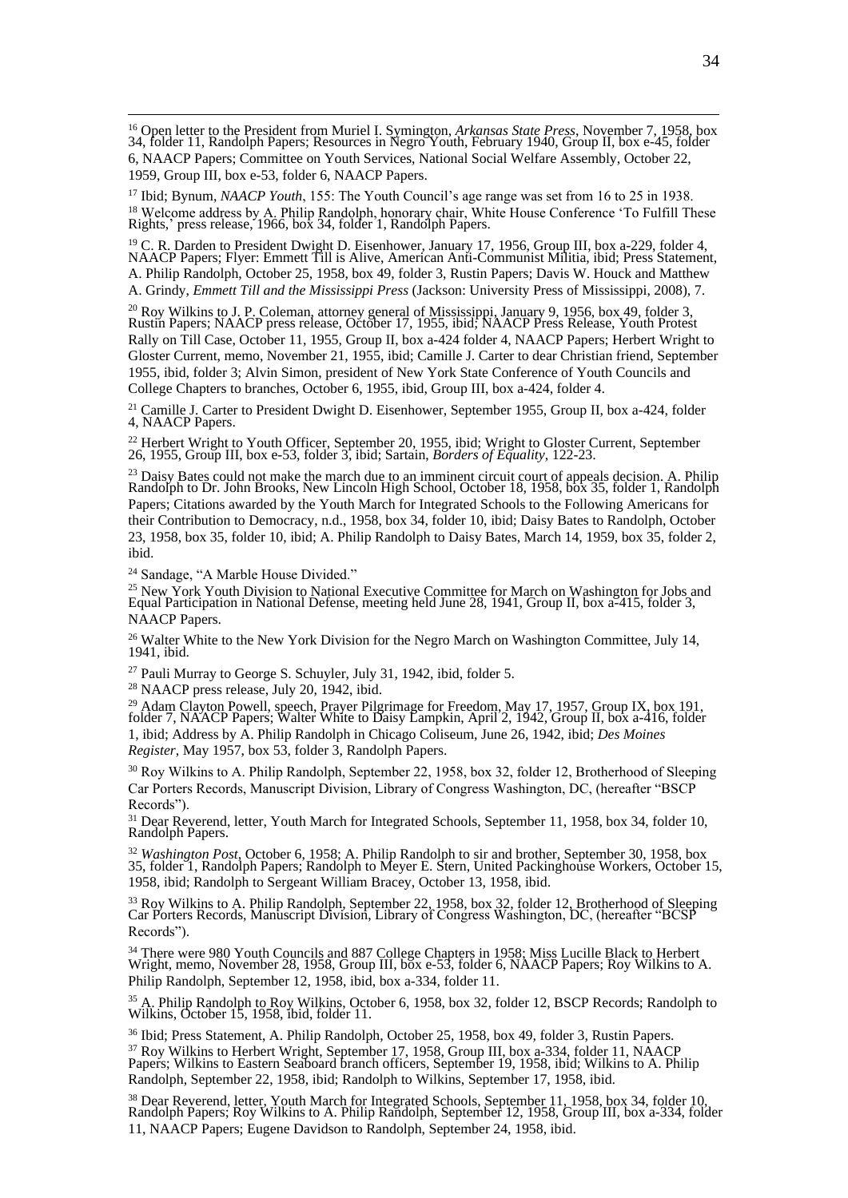[16] Open letter to the President from Muriel I. Symington, *Arkansas State Press*, November 7, 1958, box 34, folder 11, Randolph Papers; Resources in Negro Youth, February 1940, Group II, box e-45, folder 6, NAACP Papers; Committee on Youth Services, National Social Welfare Assembly, October 22, 1959, Group III, box e-53, folder 6, NAACP Papers.

[17] Ibid; Bynum, *NAACP Youth*, 155: The Youth Council's age range was set from 16 to 25 in 1938.

[18] Welcome address by A. Philip Randolph, honorary chair, White House Conference 'To Fulfill These Rights,' press release, 1966, box 34, folder 1, Randolph Papers.

[19] C. R. Darden to President Dwight D. Eisenhower, January 17, 1956, Group III, box a-229, folder 4, NAACP Papers; Flyer: Emmett Till is Alive, American Anti-Communist Militia, ibid; Press Statement, A. Philip Randolph, October 25, 1958, box 49, folder 3, Rustin Papers; Davis W. Houck and Matthew A. Grindy, *Emmett Till and the Mississippi Press* (Jackson: University Press of Mississippi, 2008), 7.

[20] Roy Wilkins to J. P. Coleman, attorney general of Mississippi, January 9, 1956, box 49, folder 3, Rustin Papers; NAACP press release, October 17, 1955, ibid; NAACP Press Release, Youth Protest Rally on Till Case, October 11, 1955, Group II, box a-424 folder 4, NAACP Papers; Herbert Wright to Gloster Current, memo, November 21, 1955, ibid; Camille J. Carter to dear Christian friend, September 1955, ibid, folder 3; Alvin Simon, president of New York State Conference of Youth Councils and College Chapters to branches, October 6, 1955, ibid, Group III, box a-424, folder 4.

[21] Camille J. Carter to President Dwight D. Eisenhower, September 1955, Group II, box a-424, folder 4, NAACP Papers.

[22] Herbert Wright to Youth Officer, September 20, 1955, ibid; Wright to Gloster Current, September 26, 1955, Group III, box e-53, folder 3, ibid; Sartain, *Borders of Equality*, 122-23.

[23] Daisy Bates could not make the march due to an imminent circuit court of appeals decision. A. Philip Randolph to Dr. John Brooks, New Lincoln High School, October 18, 1958, box 35, folder 1, Randolph Papers; Citations awarded by the Youth March for Integrated Schools to the Following Americans for their Contribution to Democracy, n.d., 1958, box 34, folder 10, ibid; Daisy Bates to Randolph, October 23, 1958, box 35, folder 10, ibid; A. Philip Randolph to Daisy Bates, March 14, 1959, box 35, folder 2, ibid.

[24] Sandage, "A Marble House Divided."

[25] New York Youth Division to National Executive Committee for March on Washington for Jobs and Equal Participation in National Defense, meeting held June 28, 1941, Group II, box a-415, folder 3, NAACP Papers.

[26] Walter White to the New York Division for the Negro March on Washington Committee, July 14, 1941, ibid.

[27] Pauli Murray to George S. Schuyler, July 31, 1942, ibid, folder 5.

[28] NAACP press release, July 20, 1942, ibid.

[29] Adam Clayton Powell, speech, Prayer Pilgrimage for Freedom, May 17, 1957, Group IX, box 191, folder 7, NAACP Papers; Walter White to Daisy Lampkin, April 2, 1942, Group II, box a-416, folder 1, ibid; Address by A. Philip Randolph in Chicago Coliseum, June 26, 1942, ibid; *Des Moines Register*, May 1957, box 53, folder 3, Randolph Papers.

[30] Roy Wilkins to A. Philip Randolph, September 22, 1958, box 32, folder 12, Brotherhood of Sleeping Car Porters Records, Manuscript Division, Library of Congress Washington, DC, (hereafter "BSCP Records").

[31] Dear Reverend, letter, Youth March for Integrated Schools, September 11, 1958, box 34, folder 10, Randolph Papers.

[32] *Washington Post*, October 6, 1958; A. Philip Randolph to sir and brother, September 30, 1958, box 35, folder 1, Randolph Papers; Randolph to Meyer E. Stern, United Packinghouse Workers, October 15, 1958, ibid; Randolph to Sergeant William Bracey, October 13, 1958, ibid.

[33] Roy Wilkins to A. Philip Randolph, September 22, 1958, box 32, folder 12, Brotherhood of Sleeping Car Porters Records, Manuscript Division, Library of Congress Washington, DC, (hereafter "BCSP Records").

[34] There were 980 Youth Councils and 887 College Chapters in 1958; Miss Lucille Black to Herbert Wright, memo, November 28, 1958, Group III, box e-53, folder 6, NAACP Papers; Roy Wilkins to A. Philip Randolph, September 12, 1958, ibid, box a-334, folder 11.

[35] A. Philip Randolph to Roy Wilkins, October 6, 1958, box 32, folder 12, BSCP Records; Randolph to Wilkins, October 15, 1958, ibid, folder 11.

[36] Ibid; Press Statement, A. Philip Randolph, October 25, 1958, box 49, folder 3, Rustin Papers.

[37] Roy Wilkins to Herbert Wright, September 17, 1958, Group III, box a-334, folder 11, NAACP Papers; Wilkins to Eastern Seaboard branch officers, September 19, 1958, ibid; Wilkins to A. Philip Randolph, September 22, 1958, ibid; Randolph to Wilkins, September 17, 1958, ibid.

[38] Dear Reverend, letter, Youth March for Integrated Schools, September 11, 1958, box 34, folder 10, Randolph Papers; Roy Wilkins to A. Philip Randolph, September 12, 1958, Group III, box a-334, folder 11, NAACP Papers; Eugene Davidson to Randolph, September 24, 1958, ibid.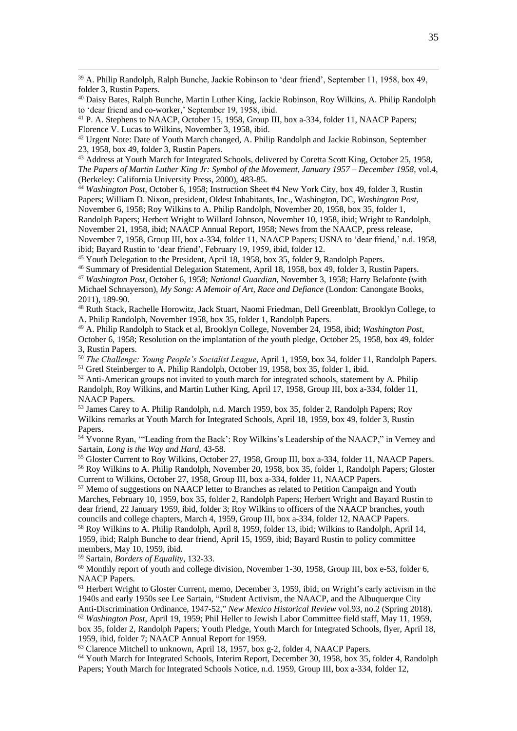[39] A. Philip Randolph, Ralph Bunche, Jackie Robinson to 'dear friend', September 11, 1958, box 49, folder 3, Rustin Papers.

[40] Daisy Bates, Ralph Bunche, Martin Luther King, Jackie Robinson, Roy Wilkins, A. Philip Randolph to 'dear friend and co-worker,' September 19, 1958, ibid.

[41] P. A. Stephens to NAACP, October 15, 1958, Group III, box a-334, folder 11, NAACP Papers; Florence V. Lucas to Wilkins, November 3, 1958, ibid.

[42] Urgent Note: Date of Youth March changed, A. Philip Randolph and Jackie Robinson, September 23, 1958, box 49, folder 3, Rustin Papers.

[43] Address at Youth March for Integrated Schools, delivered by Coretta Scott King, October 25, 1958, *The Papers of Martin Luther King Jr: Symbol of the Movement, January 1957 – December 1958*, vol.4, (Berkeley: California University Press, 2000), 483-85.

[44] *Washington Post*, October 6, 1958; Instruction Sheet #4 New York City, box 49, folder 3, Rustin Papers; William D. Nixon, president, Oldest Inhabitants, Inc., Washington, DC, *Washington Post*, November 6, 1958; Roy Wilkins to A. Philip Randolph, November 20, 1958, box 35, folder 1, Randolph Papers; Herbert Wright to Willard Johnson, November 10, 1958, ibid; Wright to Randolph, November 21, 1958, ibid; NAACP Annual Report, 1958; News from the NAACP, press release, November 7, 1958, Group III, box a-334, folder 11, NAACP Papers; USNA to 'dear friend,' n.d. 1958, ibid; Bayard Rustin to 'dear friend', February 19, 1959, ibid, folder 12.

[45] Youth Delegation to the President, April 18, 1958, box 35, folder 9, Randolph Papers.

[46] Summary of Presidential Delegation Statement, April 18, 1958, box 49, folder 3, Rustin Papers.

[47] *Washington Post*, October 6, 1958; *National Guardian*, November 3, 1958; Harry Belafonte (with Michael Schnayerson), *My Song: A Memoir of Art, Race and Defiance* (London: Canongate Books, 2011), 189-90.

[48] Ruth Stack, Rachelle Horowitz, Jack Stuart, Naomi Friedman, Dell Greenblatt, Brooklyn College, to A. Philip Randolph, November 1958, box 35, folder 1, Randolph Papers.

[49] A. Philip Randolph to Stack et al, Brooklyn College, November 24, 1958, ibid; *Washington Post*, October 6, 1958; Resolution on the implantation of the youth pledge, October 25, 1958, box 49, folder 3, Rustin Papers.

[50] *The Challenge: Young People's Socialist League*, April 1, 1959, box 34, folder 11, Randolph Papers.

[51] Gretl Steinberger to A. Philip Randolph, October 19, 1958, box 35, folder 1, ibid.

[52] Anti-American groups not invited to youth march for integrated schools, statement by A. Philip Randolph, Roy Wilkins, and Martin Luther King, April 17, 1958, Group III, box a-334, folder 11, NAACP Papers.

[53] James Carey to A. Philip Randolph, n.d. March 1959, box 35, folder 2, Randolph Papers; Roy Wilkins remarks at Youth March for Integrated Schools, April 18, 1959, box 49, folder 3, Rustin Papers.

[54] Yvonne Ryan, '"Leading from the Back': Roy Wilkins's Leadership of the NAACP," in Verney and Sartain, *Long is the Way and Hard*, 43-58.

[55] Gloster Current to Roy Wilkins, October 27, 1958, Group III, box a-334, folder 11, NAACP Papers.

[56] Roy Wilkins to A. Philip Randolph, November 20, 1958, box 35, folder 1, Randolph Papers; Gloster Current to Wilkins, October 27, 1958, Group III, box a-334, folder 11, NAACP Papers.

[57] Memo of suggestions on NAACP letter to Branches as related to Petition Campaign and Youth Marches, February 10, 1959, box 35, folder 2, Randolph Papers; Herbert Wright and Bayard Rustin to dear friend, 22 January 1959, ibid, folder 3; Roy Wilkins to officers of the NAACP branches, youth councils and college chapters, March 4, 1959, Group III, box a-334, folder 12, NAACP Papers.

[58] Roy Wilkins to A. Philip Randolph, April 8, 1959, folder 13, ibid; Wilkins to Randolph, April 14, 1959, ibid; Ralph Bunche to dear friend, April 15, 1959, ibid; Bayard Rustin to policy committee members, May 10, 1959, ibid.

[59] Sartain, *Borders of Equality*, 132-33.

[60] Monthly report of youth and college division, November 1-30, 1958, Group III, box e-53, folder 6, NAACP Papers.

[61] Herbert Wright to Gloster Current, memo, December 3, 1959, ibid; on Wright's early activism in the 1940s and early 1950s see Lee Sartain, "Student Activism, the NAACP, and the Albuquerque City Anti-Discrimination Ordinance, 1947-52," *New Mexico Historical Review* vol.93, no.2 (Spring 2018).

[62] *Washington Post*, April 19, 1959; Phil Heller to Jewish Labor Committee field staff, May 11, 1959, box 35, folder 2, Randolph Papers; Youth Pledge, Youth March for Integrated Schools, flyer, April 18, 1959, ibid, folder 7; NAACP Annual Report for 1959.

[63] Clarence Mitchell to unknown, April 18, 1957, box g-2, folder 4, NAACP Papers.

[64] Youth March for Integrated Schools, Interim Report, December 30, 1958, box 35, folder 4, Randolph Papers; Youth March for Integrated Schools Notice, n.d. 1959, Group III, box a-334, folder 12,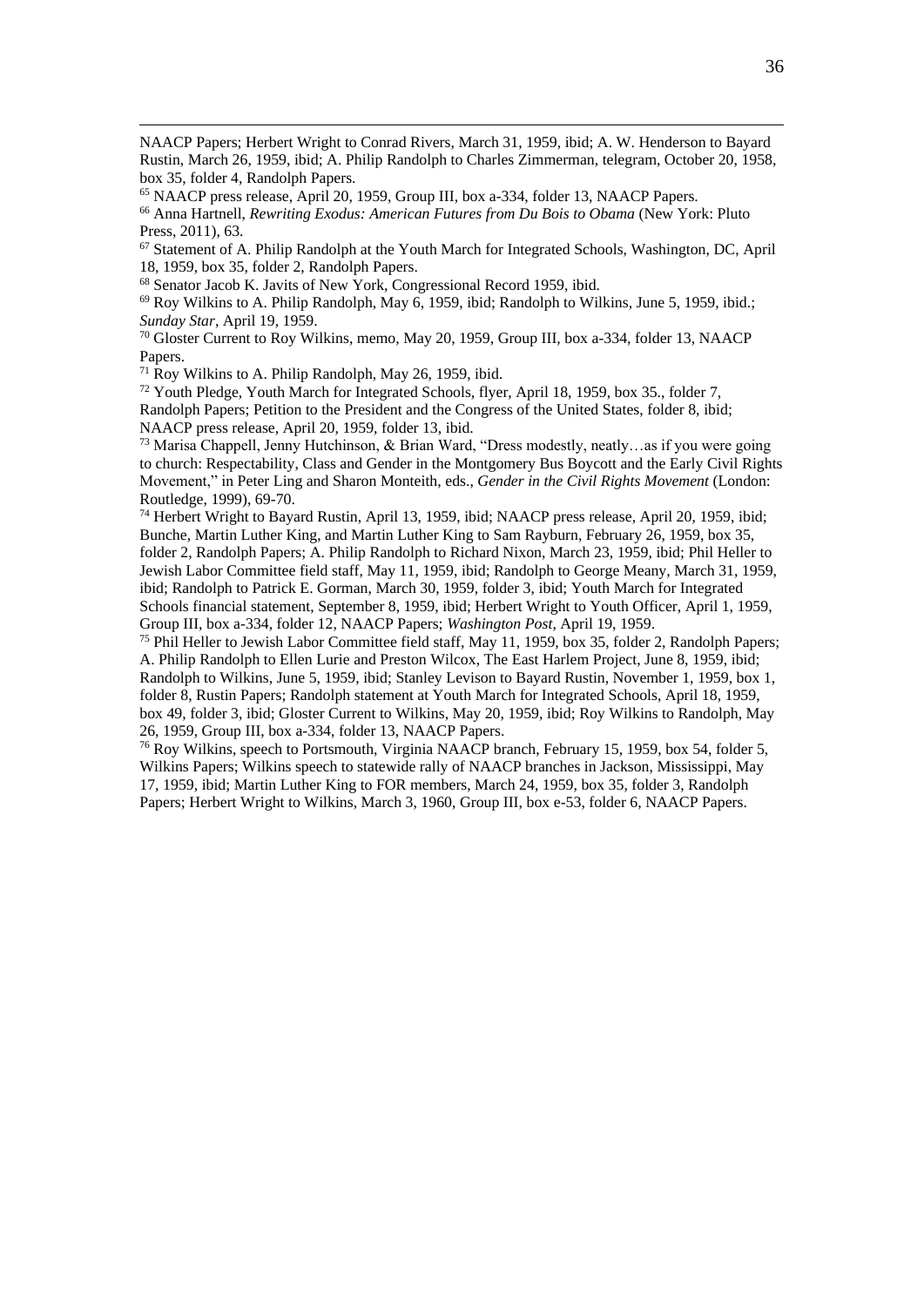NAACP Papers; Herbert Wright to Conrad Rivers, March 31, 1959, ibid; A. W. Henderson to Bayard Rustin, March 26, 1959, ibid; A. Philip Randolph to Charles Zimmerman, telegram, October 20, 1958, box 35, folder 4, Randolph Papers.

[65] NAACP press release, April 20, 1959, Group III, box a-334, folder 13, NAACP Papers.

[66] Anna Hartnell, *Rewriting Exodus: American Futures from Du Bois to Obama* (New York: Pluto Press, 2011), 63.

[67] Statement of A. Philip Randolph at the Youth March for Integrated Schools, Washington, DC, April 18, 1959, box 35, folder 2, Randolph Papers.

[68] Senator Jacob K. Javits of New York, Congressional Record 1959, ibid.

[69] Roy Wilkins to A. Philip Randolph, May 6, 1959, ibid; Randolph to Wilkins, June 5, 1959, ibid.; *Sunday Star*, April 19, 1959.

[70] Gloster Current to Roy Wilkins, memo, May 20, 1959, Group III, box a-334, folder 13, NAACP Papers.

[71] Roy Wilkins to A. Philip Randolph, May 26, 1959, ibid.

[72] Youth Pledge, Youth March for Integrated Schools, flyer, April 18, 1959, box 35., folder 7, Randolph Papers; Petition to the President and the Congress of the United States, folder 8, ibid; NAACP press release, April 20, 1959, folder 13, ibid.

[73] Marisa Chappell, Jenny Hutchinson, & Brian Ward, "Dress modestly, neatly…as if you were going to church: Respectability, Class and Gender in the Montgomery Bus Boycott and the Early Civil Rights Movement," in Peter Ling and Sharon Monteith, eds., *Gender in the Civil Rights Movement* (London: Routledge, 1999), 69-70.

[74] Herbert Wright to Bayard Rustin, April 13, 1959, ibid; NAACP press release, April 20, 1959, ibid; Bunche, Martin Luther King, and Martin Luther King to Sam Rayburn, February 26, 1959, box 35, folder 2, Randolph Papers; A. Philip Randolph to Richard Nixon, March 23, 1959, ibid; Phil Heller to Jewish Labor Committee field staff, May 11, 1959, ibid; Randolph to George Meany, March 31, 1959, ibid; Randolph to Patrick E. Gorman, March 30, 1959, folder 3, ibid; Youth March for Integrated Schools financial statement, September 8, 1959, ibid; Herbert Wright to Youth Officer, April 1, 1959, Group III, box a-334, folder 12, NAACP Papers; *Washington Post*, April 19, 1959.

[75] Phil Heller to Jewish Labor Committee field staff, May 11, 1959, box 35, folder 2, Randolph Papers; A. Philip Randolph to Ellen Lurie and Preston Wilcox, The East Harlem Project, June 8, 1959, ibid; Randolph to Wilkins, June 5, 1959, ibid; Stanley Levison to Bayard Rustin, November 1, 1959, box 1, folder 8, Rustin Papers; Randolph statement at Youth March for Integrated Schools, April 18, 1959, box 49, folder 3, ibid; Gloster Current to Wilkins, May 20, 1959, ibid; Roy Wilkins to Randolph, May 26, 1959, Group III, box a-334, folder 13, NAACP Papers.

[76] Roy Wilkins, speech to Portsmouth, Virginia NAACP branch, February 15, 1959, box 54, folder 5, Wilkins Papers; Wilkins speech to statewide rally of NAACP branches in Jackson, Mississippi, May 17, 1959, ibid; Martin Luther King to FOR members, March 24, 1959, box 35, folder 3, Randolph Papers; Herbert Wright to Wilkins, March 3, 1960, Group III, box e-53, folder 6, NAACP Papers.